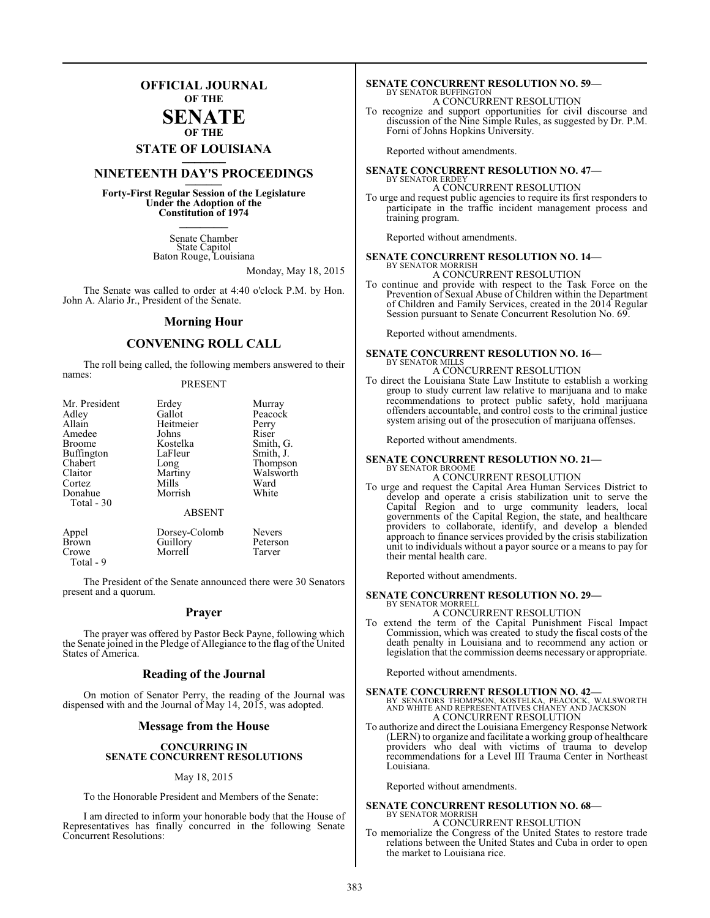# OFFICIAL JOURNAL OF THE SENATE OF THE STATE OF LOUISIANA

## NINETEENTH DAY'S PROCEEDINGS

**Forty-First Regular Session of the Legislature Under the Adoption of the Constitution of 1974**

Senate Chamber
State Capitol
Baton Rouge, Louisiana

Monday, May 18, 2015

The Senate was called to order at 4:40 o'clock P.M. by Hon. John A. Alario Jr., President of the Senate.

## Morning Hour

## CONVENING ROLL CALL

The roll being called, the following members answered to their names:

PRESENT

| | | |
|---|---|---|
| Mr. President | Erdey | Murray |
| Adley | Gallot | Peacock |
| Allain | Heitmeier | Perry |
| Amedee | Johns | Riser |
| Broome | Kostelka | Smith, G. |
| Buffington | LaFleur | Smith, J. |
| Chabert | Long | Thompson |
| Claitor | Martiny | Walsworth |
| Cortez | Mills | Ward |
| Donahue | Morrish | White |
| Total - 30 | | |

ABSENT

| | | |
|---|---|---|
| Appel | Dorsey-Colomb | Nevers |
| Brown | Guillory | Peterson |
| Crowe | Morrell | Tarver |
| Total - 9 | | |

The President of the Senate announced there were 30 Senators present and a quorum.

## Prayer

The prayer was offered by Pastor Beck Payne, following which the Senate joined in the Pledge of Allegiance to the flag of the United States of America.

## Reading of the Journal

On motion of Senator Perry, the reading of the Journal was dispensed with and the Journal of May 14, 2015, was adopted.

## Message from the House

**CONCURRING IN SENATE CONCURRENT RESOLUTIONS**

May 18, 2015

To the Honorable President and Members of the Senate:

I am directed to inform your honorable body that the House of Representatives has finally concurred in the following Senate Concurrent Resolutions:

**SENATE CONCURRENT RESOLUTION NO. 59—**
BY SENATOR BUFFINGTON
A CONCURRENT RESOLUTION
To recognize and support opportunities for civil discourse and discussion of the Nine Simple Rules, as suggested by Dr. P.M. Forni of Johns Hopkins University.

Reported without amendments.

**SENATE CONCURRENT RESOLUTION NO. 47—**
BY SENATOR ERDEY
A CONCURRENT RESOLUTION
To urge and request public agencies to require its first responders to participate in the traffic incident management process and training program.

Reported without amendments.

**SENATE CONCURRENT RESOLUTION NO. 14—**
BY SENATOR MORRISH
A CONCURRENT RESOLUTION
To continue and provide with respect to the Task Force on the Prevention of Sexual Abuse of Children within the Department of Children and Family Services, created in the 2014 Regular Session pursuant to Senate Concurrent Resolution No. 69.

Reported without amendments.

**SENATE CONCURRENT RESOLUTION NO. 16—**
BY SENATOR MILLS
A CONCURRENT RESOLUTION
To direct the Louisiana State Law Institute to establish a working group to study current law relative to marijuana and to make recommendations to protect public safety, hold marijuana offenders accountable, and control costs to the criminal justice system arising out of the prosecution of marijuana offenses.

Reported without amendments.

**SENATE CONCURRENT RESOLUTION NO. 21—**
BY SENATOR BROOME
A CONCURRENT RESOLUTION
To urge and request the Capital Area Human Services District to develop and operate a crisis stabilization unit to serve the Capital Region and to urge community leaders, local governments of the Capital Region, the state, and healthcare providers to collaborate, identify, and develop a blended approach to finance services provided by the crisis stabilization unit to individuals without a payor source or a means to pay for their mental health care.

Reported without amendments.

**SENATE CONCURRENT RESOLUTION NO. 29—**
BY SENATOR MORRELL
A CONCURRENT RESOLUTION
To extend the term of the Capital Punishment Fiscal Impact Commission, which was created to study the fiscal costs of the death penalty in Louisiana and to recommend any action or legislation that the commission deems necessary or appropriate.

Reported without amendments.

**SENATE CONCURRENT RESOLUTION NO. 42—**
BY SENATORS THOMPSON, KOSTELKA, PEACOCK, WALSWORTH AND WHITE AND REPRESENTATIVES CHANEY AND JACKSON
A CONCURRENT RESOLUTION
To authorize and direct the Louisiana Emergency Response Network (LERN) to organize and facilitate a working group of healthcare providers who deal with victims of trauma to develop recommendations for a Level III Trauma Center in Northeast Louisiana.

Reported without amendments.

**SENATE CONCURRENT RESOLUTION NO. 68—**
BY SENATOR MORRISH
A CONCURRENT RESOLUTION
To memorialize the Congress of the United States to restore trade relations between the United States and Cuba in order to open the market to Louisiana rice.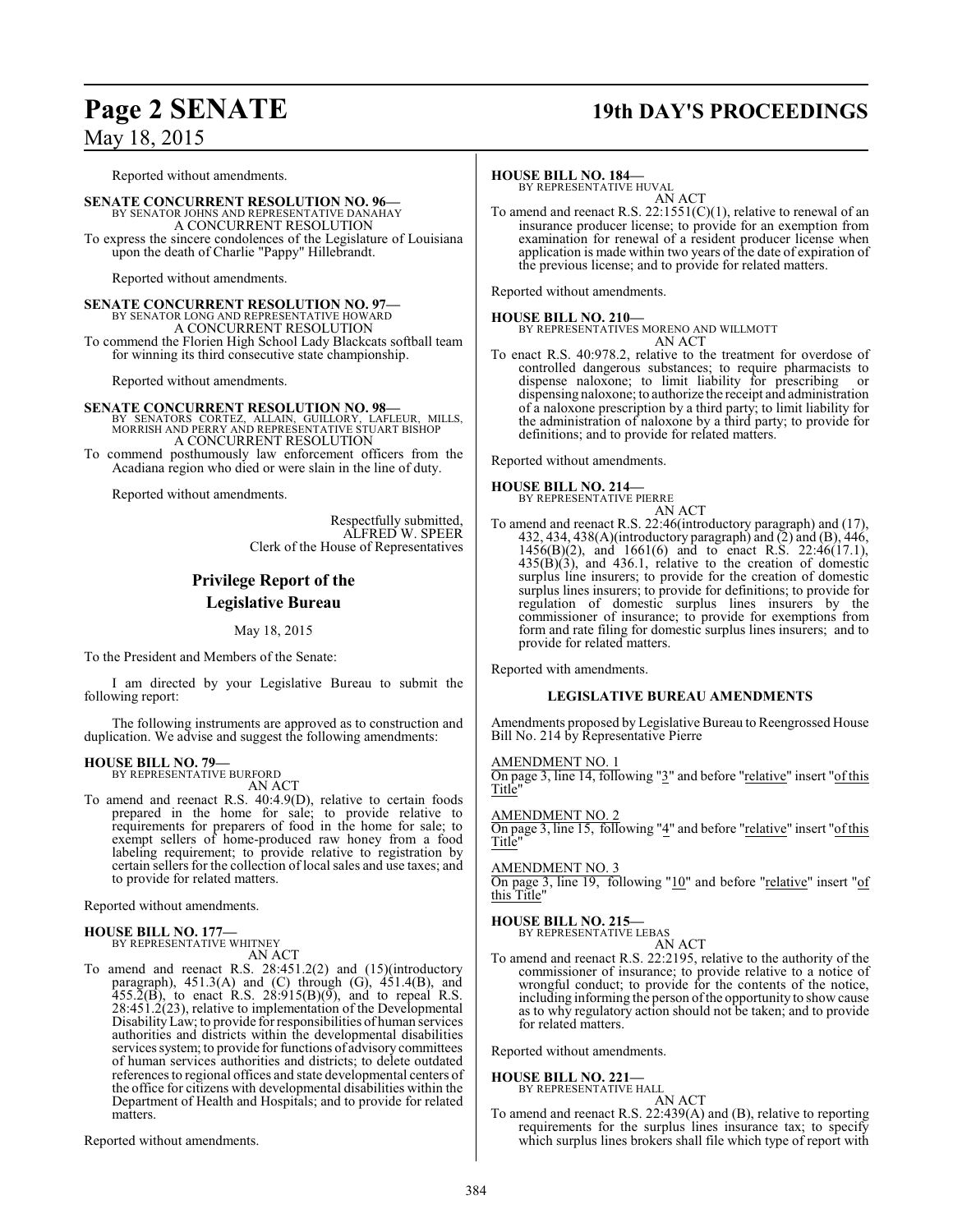Reported without amendments.

**SENATE CONCURRENT RESOLUTION NO. 96—**
BY SENATOR JOHNS AND REPRESENTATIVE DANAHAY
A CONCURRENT RESOLUTION
To express the sincere condolences of the Legislature of Louisiana upon the death of Charlie "Pappy" Hillebrandt.

Reported without amendments.

**SENATE CONCURRENT RESOLUTION NO. 97—**
BY SENATOR LONG AND REPRESENTATIVE HOWARD
A CONCURRENT RESOLUTION
To commend the Florien High School Lady Blackcats softball team for winning its third consecutive state championship.

Reported without amendments.

**SENATE CONCURRENT RESOLUTION NO. 98—**
BY SENATORS CORTEZ, ALLAIN, GUILLORY, LAFLEUR, MILLS, MORRISH AND PERRY AND REPRESENTATIVE STUART BISHOP
A CONCURRENT RESOLUTION
To commend posthumously law enforcement officers from the Acadiana region who died or were slain in the line of duty.

Reported without amendments.

Respectfully submitted,
ALFRED W. SPEER
Clerk of the House of Representatives

## Privilege Report of the Legislative Bureau

May 18, 2015

To the President and Members of the Senate:

I am directed by your Legislative Bureau to submit the following report:

The following instruments are approved as to construction and duplication. We advise and suggest the following amendments:

**HOUSE BILL NO. 79—**
BY REPRESENTATIVE BURFORD
AN ACT
To amend and reenact R.S. 40:4.9(D), relative to certain foods prepared in the home for sale; to provide relative to requirements for preparers of food in the home for sale; to exempt sellers of home-produced raw honey from a food labeling requirement; to provide relative to registration by certain sellers for the collection of local sales and use taxes; and to provide for related matters.

Reported without amendments.

**HOUSE BILL NO. 177—**
BY REPRESENTATIVE WHITNEY
AN ACT
To amend and reenact R.S. 28:451.2(2) and (15)(introductory paragraph), 451.3(A) and (C) through (G), 451.4(B), and 455.2(B), to enact R.S. 28:915(B)(9), and to repeal R.S. 28:451.2(23), relative to implementation of the Developmental Disability Law; to provide for responsibilities of human services authorities and districts within the developmental disabilities services system; to provide for functions of advisory committees of human services authorities and districts; to delete outdated references to regional offices and state developmental centers of the office for citizens with developmental disabilities within the Department of Health and Hospitals; and to provide for related matters.

Reported without amendments.

**HOUSE BILL NO. 184—**
BY REPRESENTATIVE HUVAL
AN ACT
To amend and reenact R.S. 22:1551(C)(1), relative to renewal of an insurance producer license; to provide for an exemption from examination for renewal of a resident producer license when application is made within two years of the date of expiration of the previous license; and to provide for related matters.

Reported without amendments.

**HOUSE BILL NO. 210—**
BY REPRESENTATIVES MORENO AND WILLMOTT
AN ACT
To enact R.S. 40:978.2, relative to the treatment for overdose of controlled dangerous substances; to require pharmacists to dispense naloxone; to limit liability for prescribing or dispensing naloxone; to authorize the receipt and administration of a naloxone prescription by a third party; to limit liability for the administration of naloxone by a third party; to provide for definitions; and to provide for related matters.

Reported without amendments.

**HOUSE BILL NO. 214—**
BY REPRESENTATIVE PIERRE
AN ACT
To amend and reenact R.S. 22:46(introductory paragraph) and (17), 432, 434, 438(A)(introductory paragraph) and (2) and (B), 446, 1456(B)(2), and 1661(6) and to enact R.S. 22:46(17.1), 435(B)(3), and 436.1, relative to the creation of domestic surplus line insurers; to provide for the creation of domestic surplus lines insurers; to provide for definitions; to provide for regulation of domestic surplus lines insurers by the commissioner of insurance; to provide for exemptions from form and rate filing for domestic surplus lines insurers; and to provide for related matters.

Reported with amendments.

### LEGISLATIVE BUREAU AMENDMENTS

Amendments proposed by Legislative Bureau to Reengrossed House Bill No. 214 by Representative Pierre

AMENDMENT NO. 1
On page 3, line 14, following "3" and before "relative" insert "of this Title"

AMENDMENT NO. 2
On page 3, line 15, following "4" and before "relative" insert "of this Title"

AMENDMENT NO. 3
On page 3, line 19, following "10" and before "relative" insert "of this Title"

**HOUSE BILL NO. 215—**
BY REPRESENTATIVE LEBAS
AN ACT
To amend and reenact R.S. 22:2195, relative to the authority of the commissioner of insurance; to provide relative to a notice of wrongful conduct; to provide for the contents of the notice, including informing the person of the opportunity to show cause as to why regulatory action should not be taken; and to provide for related matters.

Reported without amendments.

**HOUSE BILL NO. 221—**
BY REPRESENTATIVE HALL
AN ACT
To amend and reenact R.S. 22:439(A) and (B), relative to reporting requirements for the surplus lines insurance tax; to specify which surplus lines brokers shall file which type of report with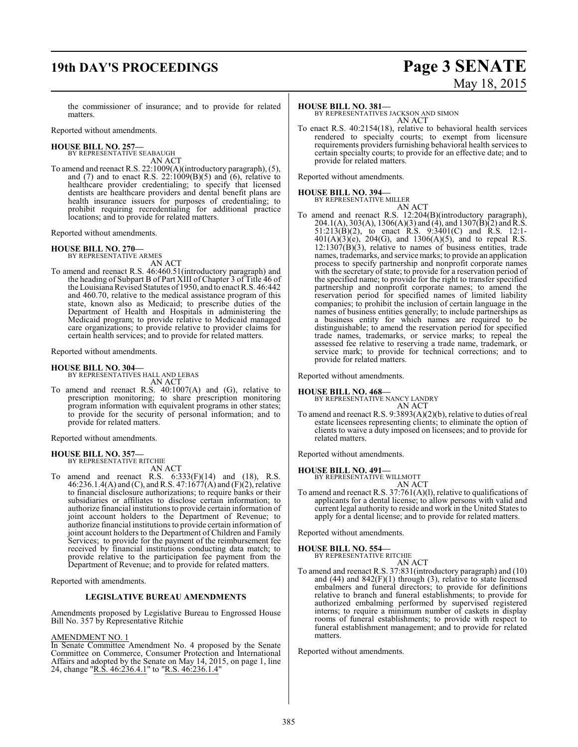the commissioner of insurance; and to provide for related matters.

Reported without amendments.

**HOUSE BILL NO. 257—**
BY REPRESENTATIVE SEABAUGH
AN ACT

To amend and reenact R.S. 22:1009(A)(introductory paragraph), (5), and (7) and to enact R.S. 22:1009(B)(5) and (6), relative to healthcare provider credentialing; to specify that licensed dentists are healthcare providers and dental benefit plans are health insurance issuers for purposes of credentialing; to prohibit requiring recredentialing for additional practice locations; and to provide for related matters.

Reported without amendments.

**HOUSE BILL NO. 270—**
BY REPRESENTATIVE ARMES
AN ACT

To amend and reenact R.S. 46:460.51(introductory paragraph) and the heading of Subpart B of Part XIII of Chapter 3 of Title 46 of the Louisiana Revised Statutes of 1950, and to enact R.S. 46:442 and 460.70, relative to the medical assistance program of this state, known also as Medicaid; to prescribe duties of the Department of Health and Hospitals in administering the Medicaid program; to provide relative to Medicaid managed care organizations; to provide relative to provider claims for certain health services; and to provide for related matters.

Reported without amendments.

**HOUSE BILL NO. 304—**
BY REPRESENTATIVES HALL AND LEBAS
AN ACT

To amend and reenact R.S. 40:1007(A) and (G), relative to prescription monitoring; to share prescription monitoring program information with equivalent programs in other states; to provide for the security of personal information; and to provide for related matters.

Reported without amendments.

**HOUSE BILL NO. 357—**
BY REPRESENTATIVE RITCHIE
AN ACT

To amend and reenact R.S. 6:333(F)(14) and (18), R.S. 46:236.1.4(A) and (C), and R.S. 47:1677(A) and (F)(2), relative to financial disclosure authorizations; to require banks or their subsidiaries or affiliates to disclose certain information; to authorize financial institutions to provide certain information of joint account holders to the Department of Revenue; to authorize financial institutions to provide certain information of joint account holders to the Department of Children and Family Services; to provide for the payment of the reimbursement fee received by financial institutions conducting data match; to provide relative to the participation fee payment from the Department of Revenue; and to provide for related matters.

Reported with amendments.

**LEGISLATIVE BUREAU AMENDMENTS**

Amendments proposed by Legislative Bureau to Engrossed House Bill No. 357 by Representative Ritchie

AMENDMENT NO. 1

In Senate Committee Amendment No. 4 proposed by the Senate Committee on Commerce, Consumer Protection and International Affairs and adopted by the Senate on May 14, 2015, on page 1, line 24, change "R.S. 46:236.4.1" to "R.S. 46:236.1.4"

**HOUSE BILL NO. 381—**
BY REPRESENTATIVES JACKSON AND SIMON
AN ACT

To enact R.S. 40:2154(18), relative to behavioral health services rendered to specialty courts; to exempt from licensure requirements providers furnishing behavioral health services to certain specialty courts; to provide for an effective date; and to provide for related matters.

Reported without amendments.

**HOUSE BILL NO. 394—**
BY REPRESENTATIVE MILLER
AN ACT

To amend and reenact R.S. 12:204(B)(introductory paragraph), 204.1(A), 303(A), 1306(A)(3) and (4), and 1307(B)(2) and R.S. 51:213(B)(2), to enact R.S. 9:3401(C) and R.S. 12:1-401(A)(3)(e), 204(G), and 1306(A)(5), and to repeal R.S. 12:1307(B)(3), relative to names of business entities, trade names, trademarks, and service marks; to provide an application process to specify partnership and nonprofit corporate names with the secretary of state; to provide for a reservation period of the specified name; to provide for the right to transfer specified partnership and nonprofit corporate names; to amend the reservation period for specified names of limited liability companies; to prohibit the inclusion of certain language in the names of business entities generally; to include partnerships as a business entity for which names are required to be distinguishable; to amend the reservation period for specified trade names, trademarks, or service marks; to repeal the assessed fee relative to reserving a trade name, trademark, or service mark; to provide for technical corrections; and to provide for related matters.

Reported without amendments.

**HOUSE BILL NO. 468—**
BY REPRESENTATIVE NANCY LANDRY
AN ACT

To amend and reenact R.S. 9:3893(A)(2)(b), relative to duties of real estate licensees representing clients; to eliminate the option of clients to waive a duty imposed on licensees; and to provide for related matters.

Reported without amendments.

**HOUSE BILL NO. 491—**
BY REPRESENTATIVE WILLMOTT
AN ACT

To amend and reenact R.S. 37:761(A)(l), relative to qualifications of applicants for a dental license; to allow persons with valid and current legal authority to reside and work in the United States to apply for a dental license; and to provide for related matters.

Reported without amendments.

**HOUSE BILL NO. 554—**
BY REPRESENTATIVE RITCHIE
AN ACT

To amend and reenact R.S. 37:831(introductory paragraph) and (10) and (44) and 842(F)(1) through (3), relative to state licensed embalmers and funeral directors; to provide for definitions relative to branch and funeral establishments; to provide for authorized embalming performed by supervised registered interns; to require a minimum number of caskets in display rooms of funeral establishments; to provide with respect to funeral establishment management; and to provide for related matters.

Reported without amendments.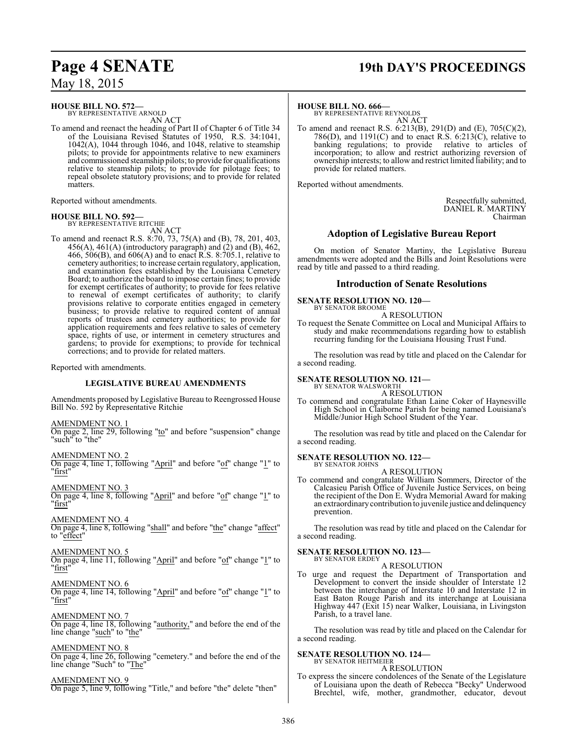**HOUSE BILL NO. 572—**
BY REPRESENTATIVE ARNOLD

AN ACT

To amend and reenact the heading of Part II of Chapter 6 of Title 34 of the Louisiana Revised Statutes of 1950, R.S. 34:1041, 1042(A), 1044 through 1046, and 1048, relative to steamship pilots; to provide for appointments relative to new examiners and commissioned steamship pilots; to provide for qualifications relative to steamship pilots; to provide for pilotage fees; to repeal obsolete statutory provisions; and to provide for related matters.

Reported without amendments.

**HOUSE BILL NO. 592—**
BY REPRESENTATIVE RITCHIE

AN ACT

To amend and reenact R.S. 8:70, 73, 75(A) and (B), 78, 201, 403, 456(A), 461(A) (introductory paragraph) and (2) and (B), 462, 466, 506(B), and 606(A) and to enact R.S. 8:705.1, relative to cemetery authorities; to increase certain regulatory, application, and examination fees established by the Louisiana Cemetery Board; to authorize the board to impose certain fines; to provide for exempt certificates of authority; to provide for fees relative to renewal of exempt certificates of authority; to clarify provisions relative to corporate entities engaged in cemetery business; to provide relative to required content of annual reports of trustees and cemetery authorities; to provide for application requirements and fees relative to sales of cemetery space, rights of use, or interment in cemetery structures and gardens; to provide for exemptions; to provide for technical corrections; and to provide for related matters.

Reported with amendments.

**LEGISLATIVE BUREAU AMENDMENTS**

Amendments proposed by Legislative Bureau to Reengrossed House Bill No. 592 by Representative Ritchie

AMENDMENT NO. 1
On page 2, line 29, following "to" and before "suspension" change "such" to "the"

AMENDMENT NO. 2
On page 4, line 1, following "April" and before "of" change "1" to "first"

AMENDMENT NO. 3
On page 4, line 8, following "April" and before "of" change "1" to "first"

AMENDMENT NO. 4
On page 4, line 8, following "shall" and before "the" change "affect" to "effect"

AMENDMENT NO. 5
On page 4, line 11, following "April" and before "of" change "1" to "first"

AMENDMENT NO. 6
On page 4, line 14, following "April" and before "of" change "1" to "first"

AMENDMENT NO. 7
On page 4, line 18, following "authority," and before the end of the line change "such" to "the"

AMENDMENT NO. 8
On page 4, line 26, following "cemetery." and before the end of the line change "Such" to "The"

AMENDMENT NO. 9
On page 5, line 9, following "Title," and before "the" delete "then"

**HOUSE BILL NO. 666—**
BY REPRESENTATIVE REYNOLDS

AN ACT

To amend and reenact R.S. 6:213(B), 291(D) and (E), 705(C)(2), 786(D), and 1191(C) and to enact R.S. 6:213(C), relative to banking regulations; to provide relative to articles of incorporation; to allow and restrict authorizing reversion of ownership interests; to allow and restrict limited liability; and to provide for related matters.

Reported without amendments.

Respectfully submitted,
DANIEL R. MARTINY
Chairman

## Adoption of Legislative Bureau Report

On motion of Senator Martiny, the Legislative Bureau amendments were adopted and the Bills and Joint Resolutions were read by title and passed to a third reading.

## Introduction of Senate Resolutions

**SENATE RESOLUTION NO. 120—**
BY SENATOR BROOME

A RESOLUTION

To request the Senate Committee on Local and Municipal Affairs to study and make recommendations regarding how to establish recurring funding for the Louisiana Housing Trust Fund.

The resolution was read by title and placed on the Calendar for a second reading.

**SENATE RESOLUTION NO. 121—**
BY SENATOR WALSWORTH

A RESOLUTION

To commend and congratulate Ethan Laine Coker of Haynesville High School in Claiborne Parish for being named Louisiana's Middle/Junior High School Student of the Year.

The resolution was read by title and placed on the Calendar for a second reading.

**SENATE RESOLUTION NO. 122—**
BY SENATOR JOHNS

A RESOLUTION

To commend and congratulate William Sommers, Director of the Calcasieu Parish Office of Juvenile Justice Services, on being the recipient of the Don E. Wydra Memorial Award for making an extraordinary contribution to juvenile justice and delinquency prevention.

The resolution was read by title and placed on the Calendar for a second reading.

**SENATE RESOLUTION NO. 123—**
BY SENATOR ERDEY

A RESOLUTION

To urge and request the Department of Transportation and Development to convert the inside shoulder of Interstate 12 between the interchange of Interstate 10 and Interstate 12 in East Baton Rouge Parish and its interchange at Louisiana Highway 447 (Exit 15) near Walker, Louisiana, in Livingston Parish, to a travel lane.

The resolution was read by title and placed on the Calendar for a second reading.

**SENATE RESOLUTION NO. 124—**
BY SENATOR HEITMEIER

A RESOLUTION

To express the sincere condolences of the Senate of the Legislature of Louisiana upon the death of Rebecca "Becky" Underwood Brechtel, wife, mother, grandmother, educator, devout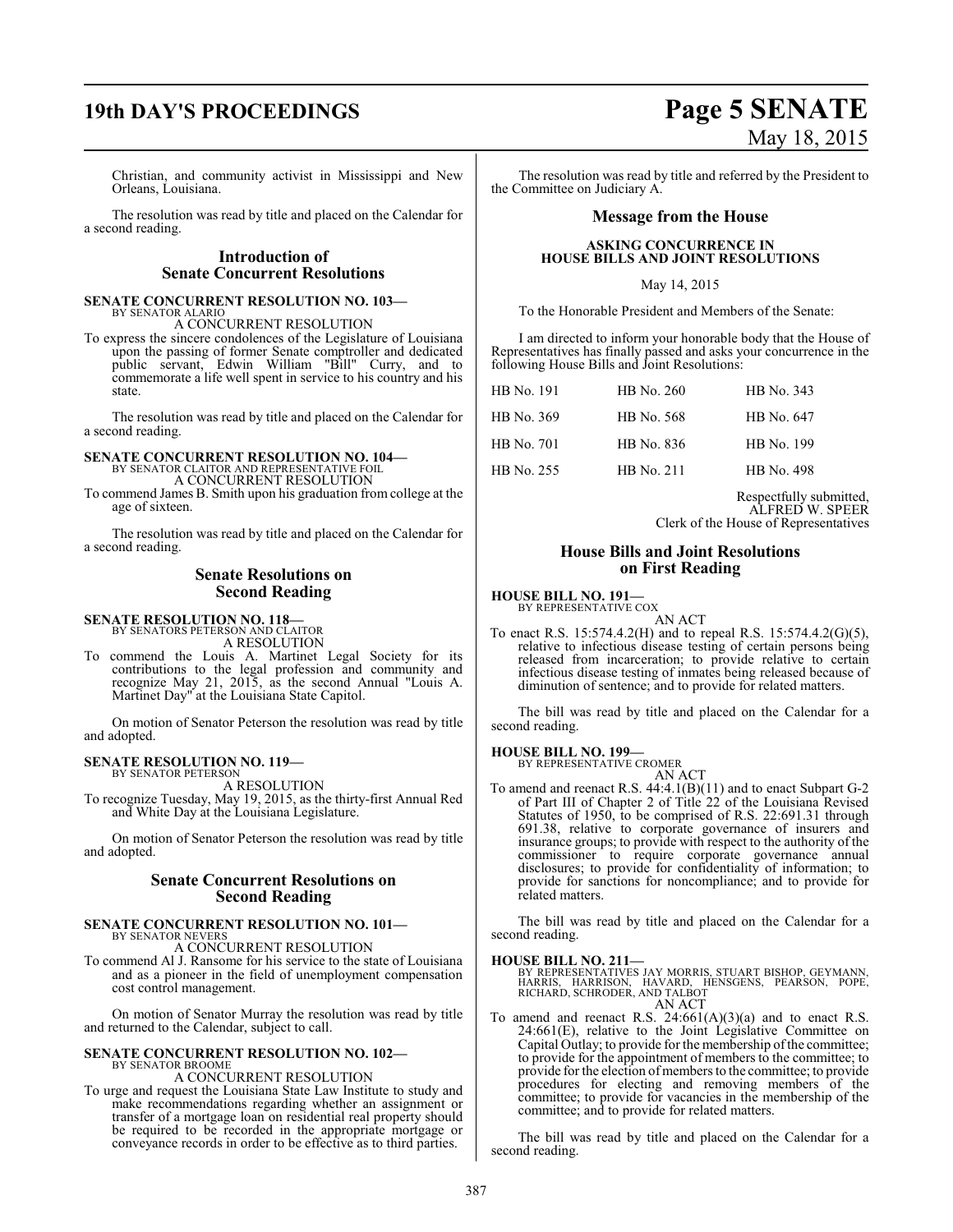Christian, and community activist in Mississippi and New Orleans, Louisiana.

The resolution was read by title and placed on the Calendar for a second reading.

## Introduction of Senate Concurrent Resolutions

**SENATE CONCURRENT RESOLUTION NO. 103—**
BY SENATOR ALARIO
A CONCURRENT RESOLUTION
To express the sincere condolences of the Legislature of Louisiana upon the passing of former Senate comptroller and dedicated public servant, Edwin William "Bill" Curry, and to commemorate a life well spent in service to his country and his state.

The resolution was read by title and placed on the Calendar for a second reading.

**SENATE CONCURRENT RESOLUTION NO. 104—**
BY SENATOR CLAITOR AND REPRESENTATIVE FOIL
A CONCURRENT RESOLUTION
To commend James B. Smith upon his graduation from college at the age of sixteen.

The resolution was read by title and placed on the Calendar for a second reading.

## Senate Resolutions on Second Reading

**SENATE RESOLUTION NO. 118—**
BY SENATORS PETERSON AND CLAITOR
A RESOLUTION
To commend the Louis A. Martinet Legal Society for its contributions to the legal profession and community and recognize May 21, 2015, as the second Annual "Louis A. Martinet Day" at the Louisiana State Capitol.

On motion of Senator Peterson the resolution was read by title and adopted.

**SENATE RESOLUTION NO. 119—**
BY SENATOR PETERSON
A RESOLUTION
To recognize Tuesday, May 19, 2015, as the thirty-first Annual Red and White Day at the Louisiana Legislature.

On motion of Senator Peterson the resolution was read by title and adopted.

## Senate Concurrent Resolutions on Second Reading

**SENATE CONCURRENT RESOLUTION NO. 101—**
BY SENATOR NEVERS
A CONCURRENT RESOLUTION
To commend Al J. Ransome for his service to the state of Louisiana and as a pioneer in the field of unemployment compensation cost control management.

On motion of Senator Murray the resolution was read by title and returned to the Calendar, subject to call.

**SENATE CONCURRENT RESOLUTION NO. 102—**
BY SENATOR BROOME
A CONCURRENT RESOLUTION
To urge and request the Louisiana State Law Institute to study and make recommendations regarding whether an assignment or transfer of a mortgage loan on residential real property should be required to be recorded in the appropriate mortgage or conveyance records in order to be effective as to third parties.

The resolution was read by title and referred by the President to the Committee on Judiciary A.

## Message from the House

**ASKING CONCURRENCE IN HOUSE BILLS AND JOINT RESOLUTIONS**

May 14, 2015

To the Honorable President and Members of the Senate:

I am directed to inform your honorable body that the House of Representatives has finally passed and asks your concurrence in the following House Bills and Joint Resolutions:

| | | |
|---|---|---|
| HB No. 191 | HB No. 260 | HB No. 343 |
| HB No. 369 | HB No. 568 | HB No. 647 |
| HB No. 701 | HB No. 836 | HB No. 199 |
| HB No. 255 | HB No. 211 | HB No. 498 |

Respectfully submitted,
ALFRED W. SPEER
Clerk of the House of Representatives

## House Bills and Joint Resolutions on First Reading

**HOUSE BILL NO. 191—**
BY REPRESENTATIVE COX
AN ACT
To enact R.S. 15:574.4.2(H) and to repeal R.S. 15:574.4.2(G)(5), relative to infectious disease testing of certain persons being released from incarceration; to provide relative to certain infectious disease testing of inmates being released because of diminution of sentence; and to provide for related matters.

The bill was read by title and placed on the Calendar for a second reading.

**HOUSE BILL NO. 199—**
BY REPRESENTATIVE CROMER
AN ACT
To amend and reenact R.S. 44:4.1(B)(11) and to enact Subpart G-2 of Part III of Chapter 2 of Title 22 of the Louisiana Revised Statutes of 1950, to be comprised of R.S. 22:691.31 through 691.38, relative to corporate governance of insurers and insurance groups; to provide with respect to the authority of the commissioner to require corporate governance annual disclosures; to provide for confidentiality of information; to provide for sanctions for noncompliance; and to provide for related matters.

The bill was read by title and placed on the Calendar for a second reading.

**HOUSE BILL NO. 211—**
BY REPRESENTATIVES JAY MORRIS, STUART BISHOP, GEYMANN, HARRIS, HARRISON, HAVARD, HENSGENS, PEARSON, POPE, RICHARD, SCHRODER, AND TALBOT
AN ACT
To amend and reenact R.S. 24:661(A)(3)(a) and to enact R.S. 24:661(E), relative to the Joint Legislative Committee on Capital Outlay; to provide for the membership of the committee; to provide for the appointment of members to the committee; to provide for the election of members to the committee; to provide procedures for electing and removing members of the committee; to provide for vacancies in the membership of the committee; and to provide for related matters.

The bill was read by title and placed on the Calendar for a second reading.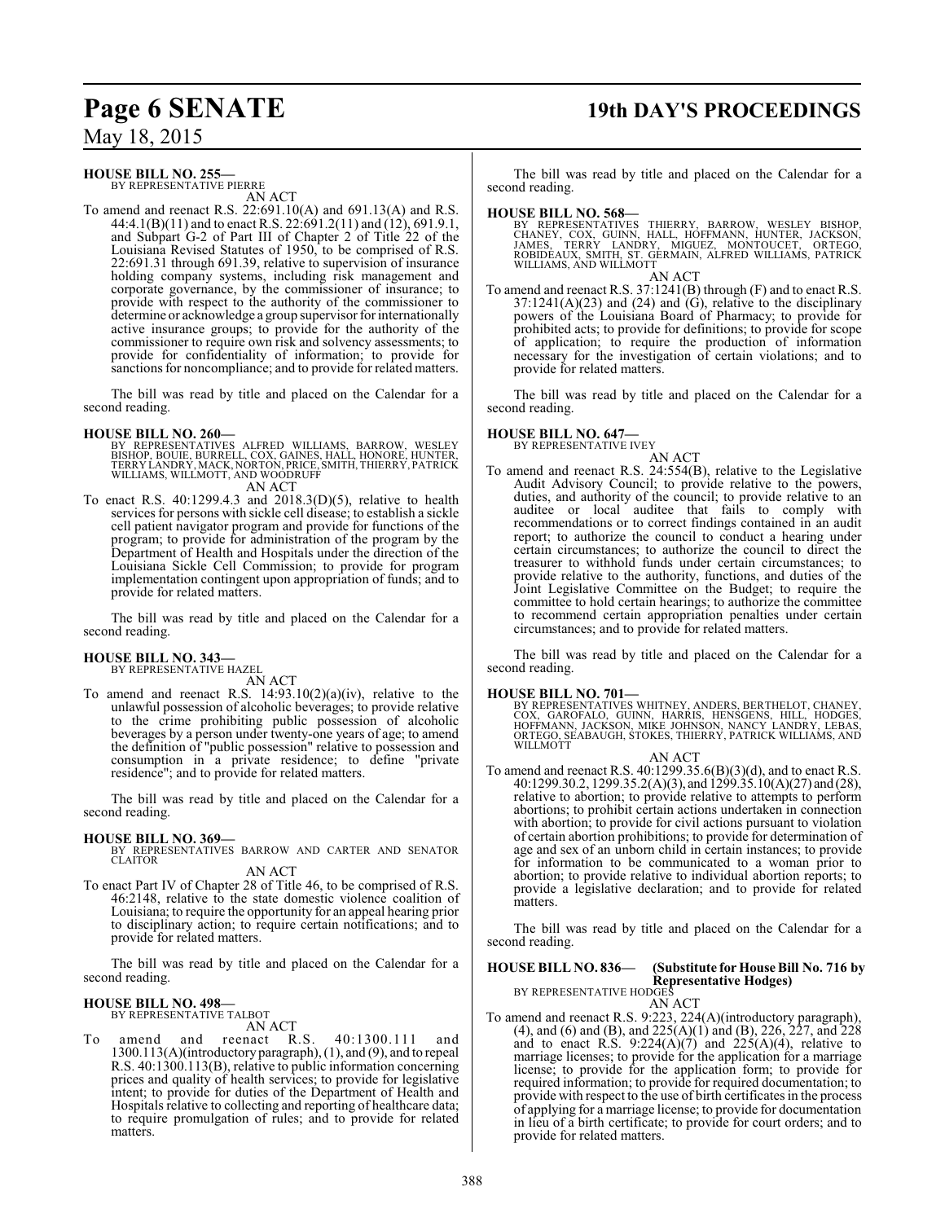**HOUSE BILL NO. 255—**
BY REPRESENTATIVE PIERRE

AN ACT

To amend and reenact R.S. 22:691.10(A) and 691.13(A) and R.S. 44:4.1(B)(11) and to enact R.S. 22:691.2(11) and (12), 691.9.1, and Subpart G-2 of Part III of Chapter 2 of Title 22 of the Louisiana Revised Statutes of 1950, to be comprised of R.S. 22:691.31 through 691.39, relative to supervision of insurance holding company systems, including risk management and corporate governance, by the commissioner of insurance; to provide with respect to the authority of the commissioner to determine or acknowledge a group supervisor for internationally active insurance groups; to provide for the authority of the commissioner to require own risk and solvency assessments; to provide for confidentiality of information; to provide for sanctions for noncompliance; and to provide for related matters.

The bill was read by title and placed on the Calendar for a second reading.

**HOUSE BILL NO. 260—**
BY REPRESENTATIVES ALFRED WILLIAMS, BARROW, WESLEY BISHOP, BOUIE, BURRELL, COX, GAINES, HALL, HONORE, HUNTER, TERRY LANDRY, MACK, NORTON, PRICE, SMITH, THIERRY, PATRICK WILLIAMS, WILLMOTT, AND WOODRUFF

AN ACT

To enact R.S. 40:1299.4.3 and 2018.3(D)(5), relative to health services for persons with sickle cell disease; to establish a sickle cell patient navigator program and provide for functions of the program; to provide for administration of the program by the Department of Health and Hospitals under the direction of the Louisiana Sickle Cell Commission; to provide for program implementation contingent upon appropriation of funds; and to provide for related matters.

The bill was read by title and placed on the Calendar for a second reading.

**HOUSE BILL NO. 343—**
BY REPRESENTATIVE HAZEL

AN ACT

To amend and reenact R.S. 14:93.10(2)(a)(iv), relative to the unlawful possession of alcoholic beverages; to provide relative to the crime prohibiting public possession of alcoholic beverages by a person under twenty-one years of age; to amend the definition of "public possession" relative to possession and consumption in a private residence; to define "private residence"; and to provide for related matters.

The bill was read by title and placed on the Calendar for a second reading.

**HOUSE BILL NO. 369—**
BY REPRESENTATIVES BARROW AND CARTER AND SENATOR CLAITOR

AN ACT

To enact Part IV of Chapter 28 of Title 46, to be comprised of R.S. 46:2148, relative to the state domestic violence coalition of Louisiana; to require the opportunity for an appeal hearing prior to disciplinary action; to require certain notifications; and to provide for related matters.

The bill was read by title and placed on the Calendar for a second reading.

**HOUSE BILL NO. 498—**
BY REPRESENTATIVE TALBOT

AN ACT

To amend and reenact R.S. 40:1300.111 and 1300.113(A)(introductory paragraph), (1), and (9), and to repeal R.S. 40:1300.113(B), relative to public information concerning prices and quality of health services; to provide for legislative intent; to provide for duties of the Department of Health and Hospitals relative to collecting and reporting of healthcare data; to require promulgation of rules; and to provide for related matters.

The bill was read by title and placed on the Calendar for a second reading.

**HOUSE BILL NO. 568—**
BY REPRESENTATIVES THIERRY, BARROW, WESLEY BISHOP, CHANEY, COX, GUINN, HALL, HOFFMANN, HUNTER, JACKSON, JAMES, TERRY LANDRY, MIGUEZ, MONTOUCET, ORTEGO, ROBIDEAUX, SMITH, ST. GERMAIN, ALFRED WILLIAMS, PATRICK WILLIAMS, AND WILLMOTT

AN ACT

To amend and reenact R.S. 37:1241(B) through (F) and to enact R.S. 37:1241(A)(23) and (24) and (G), relative to the disciplinary powers of the Louisiana Board of Pharmacy; to provide for prohibited acts; to provide for definitions; to provide for scope of application; to require the production of information necessary for the investigation of certain violations; and to provide for related matters.

The bill was read by title and placed on the Calendar for a second reading.

**HOUSE BILL NO. 647—**
BY REPRESENTATIVE IVEY

AN ACT

To amend and reenact R.S. 24:554(B), relative to the Legislative Audit Advisory Council; to provide relative to the powers, duties, and authority of the council; to provide relative to an auditee or local auditee that fails to comply with recommendations or to correct findings contained in an audit report; to authorize the council to conduct a hearing under certain circumstances; to authorize the council to direct the treasurer to withhold funds under certain circumstances; to provide relative to the authority, functions, and duties of the Joint Legislative Committee on the Budget; to require the committee to hold certain hearings; to authorize the committee to recommend certain appropriation penalties under certain circumstances; and to provide for related matters.

The bill was read by title and placed on the Calendar for a second reading.

**HOUSE BILL NO. 701—**
BY REPRESENTATIVES WHITNEY, ANDERS, BERTHELOT, CHANEY, COX, GAROFALO, GUINN, HARRIS, HENSGENS, HILL, HODGES, HOFFMANN, JACKSON, MIKE JOHNSON, NANCY LANDRY, LEBAS, ORTEGO, SEABAUGH, STOKES, THIERRY, PATRICK WILLIAMS, AND WILLMOTT

AN ACT

To amend and reenact R.S. 40:1299.35.6(B)(3)(d), and to enact R.S. 40:1299.30.2, 1299.35.2(A)(3), and 1299.35.10(A)(27) and (28), relative to abortion; to provide relative to attempts to perform abortions; to prohibit certain actions undertaken in connection with abortion; to provide for civil actions pursuant to violation of certain abortion prohibitions; to provide for determination of age and sex of an unborn child in certain instances; to provide for information to be communicated to a woman prior to abortion; to provide relative to individual abortion reports; to provide a legislative declaration; and to provide for related matters.

The bill was read by title and placed on the Calendar for a second reading.

**HOUSE BILL NO. 836— (Substitute for House Bill No. 716 by Representative Hodges)**
BY REPRESENTATIVE HODGES

AN ACT

To amend and reenact R.S. 9:223, 224(A)(introductory paragraph), (4), and (6) and (B), and 225(A)(1) and (B), 226, 227, and 228 and to enact R.S. 9:224(A)(7) and 225(A)(4), relative to marriage licenses; to provide for the application for a marriage license; to provide for the application form; to provide for required information; to provide for required documentation; to provide with respect to the use of birth certificates in the process of applying for a marriage license; to provide for documentation in lieu of a birth certificate; to provide for court orders; and to provide for related matters.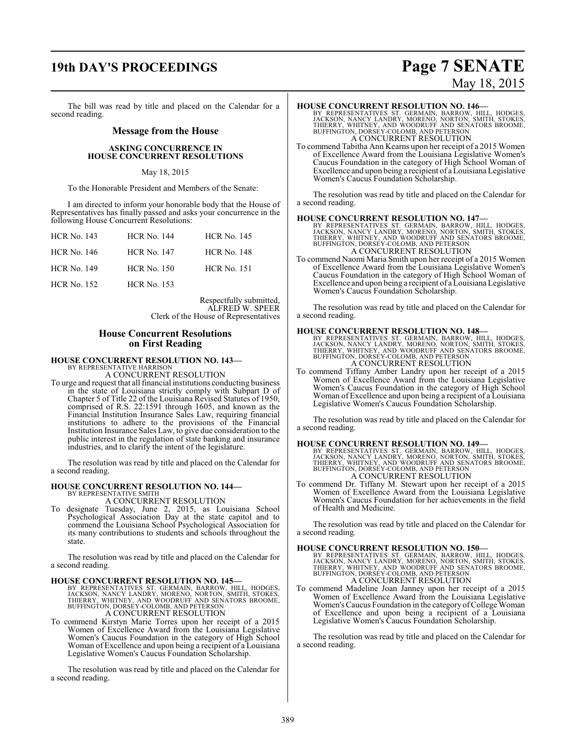The bill was read by title and placed on the Calendar for a second reading.

## Message from the House

### ASKING CONCURRENCE IN HOUSE CONCURRENT RESOLUTIONS

May 18, 2015

To the Honorable President and Members of the Senate:

I am directed to inform your honorable body that the House of Representatives has finally passed and asks your concurrence in the following House Concurrent Resolutions:

| | | |
|---|---|---|
| HCR No. 143 | HCR No. 144 | HCR No. 145 |
| HCR No. 146 | HCR No. 147 | HCR No. 148 |
| HCR No. 149 | HCR No. 150 | HCR No. 151 |
| HCR No. 152 | HCR No. 153 | |

Respectfully submitted,
ALFRED W. SPEER
Clerk of the House of Representatives

## House Concurrent Resolutions on First Reading

**HOUSE CONCURRENT RESOLUTION NO. 143—**
BY REPRESENTATIVE HARRISON
A CONCURRENT RESOLUTION

To urge and request that all financial institutions conducting business in the state of Louisiana strictly comply with Subpart D of Chapter 5 of Title 22 of the Louisiana Revised Statutes of 1950, comprised of R.S. 22:1591 through 1605, and known as the Financial Institution Insurance Sales Law, requiring financial institutions to adhere to the provisions of the Financial Institution Insurance Sales Law, to give due consideration to the public interest in the regulation of state banking and insurance industries, and to clarify the intent of the legislature.

The resolution was read by title and placed on the Calendar for a second reading.

**HOUSE CONCURRENT RESOLUTION NO. 144—**
BY REPRESENTATIVE SMITH
A CONCURRENT RESOLUTION

To designate Tuesday, June 2, 2015, as Louisiana School Psychological Association Day at the state capitol and to commend the Louisiana School Psychological Association for its many contributions to students and schools throughout the state.

The resolution was read by title and placed on the Calendar for a second reading.

**HOUSE CONCURRENT RESOLUTION NO. 145—**
BY REPRESENTATIVES ST. GERMAIN, BARROW, HILL, HODGES, JACKSON, NANCY LANDRY, MORENO, NORTON, SMITH, STOKES, THIERRY, WHITNEY, AND WOODRUFF AND SENATORS BROOME, BUFFINGTON, DORSEY-COLOMB, AND PETERSON
A CONCURRENT RESOLUTION

To commend Kirstyn Marie Torres upon her receipt of a 2015 Women of Excellence Award from the Louisiana Legislative Women's Caucus Foundation in the category of High School Woman of Excellence and upon being a recipient of a Louisiana Legislative Women's Caucus Foundation Scholarship.

The resolution was read by title and placed on the Calendar for a second reading.

**HOUSE CONCURRENT RESOLUTION NO. 146—**
BY REPRESENTATIVES ST. GERMAIN, BARROW, HILL, HODGES, JACKSON, NANCY LANDRY, MORENO, NORTON, SMITH, STOKES, THIERRY, WHITNEY, AND WOODRUFF AND SENATORS BROOME, BUFFINGTON, DORSEY-COLOMB, AND PETERSON
A CONCURRENT RESOLUTION

To commend Tabitha Ann Kearns upon her receipt of a 2015 Women of Excellence Award from the Louisiana Legislative Women's Caucus Foundation in the category of High School Woman of Excellence and upon being a recipient of a Louisiana Legislative Women's Caucus Foundation Scholarship.

The resolution was read by title and placed on the Calendar for a second reading.

**HOUSE CONCURRENT RESOLUTION NO. 147—**
BY REPRESENTATIVES ST. GERMAIN, BARROW, HILL, HODGES, JACKSON, NANCY LANDRY, MORENO, NORTON, SMITH, STOKES, THIERRY, WHITNEY, AND WOODRUFF AND SENATORS BROOME, BUFFINGTON, DORSEY-COLOMB, AND PETERSON
A CONCURRENT RESOLUTION

To commend Naomi Maria Smith upon her receipt of a 2015 Women of Excellence Award from the Louisiana Legislative Women's Caucus Foundation in the category of High School Woman of Excellence and upon being a recipient of a Louisiana Legislative Women's Caucus Foundation Scholarship.

The resolution was read by title and placed on the Calendar for a second reading.

**HOUSE CONCURRENT RESOLUTION NO. 148—**
BY REPRESENTATIVES ST. GERMAIN, BARROW, HILL, HODGES, JACKSON, NANCY LANDRY, MORENO, NORTON, SMITH, STOKES, THIERRY, WHITNEY, AND WOODRUFF AND SENATORS BROOME, BUFFINGTON, DORSEY-COLOMB, AND PETERSON
A CONCURRENT RESOLUTION

To commend Tiffany Amber Landry upon her receipt of a 2015 Women of Excellence Award from the Louisiana Legislative Women's Caucus Foundation in the category of High School Woman of Excellence and upon being a recipient of a Louisiana Legislative Women's Caucus Foundation Scholarship.

The resolution was read by title and placed on the Calendar for a second reading.

**HOUSE CONCURRENT RESOLUTION NO. 149—**
BY REPRESENTATIVES ST. GERMAIN, BARROW, HILL, HODGES, JACKSON, NANCY LANDRY, MORENO, NORTON, SMITH, STOKES, THIERRY, WHITNEY, AND WOODRUFF AND SENATORS BROOME, BUFFINGTON, DORSEY-COLOMB, AND PETERSON
A CONCURRENT RESOLUTION

To commend Dr. Tiffany M. Stewart upon her receipt of a 2015 Women of Excellence Award from the Louisiana Legislative Women's Caucus Foundation for her achievements in the field of Health and Medicine.

The resolution was read by title and placed on the Calendar for a second reading.

**HOUSE CONCURRENT RESOLUTION NO. 150—**
BY REPRESENTATIVES ST. GERMAIN, BARROW, HILL, HODGES, JACKSON, NANCY LANDRY, MORENO, NORTON, SMITH, STOKES, THIERRY, WHITNEY, AND WOODRUFF AND SENATORS BROOME, BUFFINGTON, DORSEY-COLOMB, AND PETERSON
A CONCURRENT RESOLUTION

To commend Madeline Joan Janney upon her receipt of a 2015 Women of Excellence Award from the Louisiana Legislative Women's Caucus Foundation in the category of College Woman of Excellence and upon being a recipient of a Louisiana Legislative Women's Caucus Foundation Scholarship.

The resolution was read by title and placed on the Calendar for a second reading.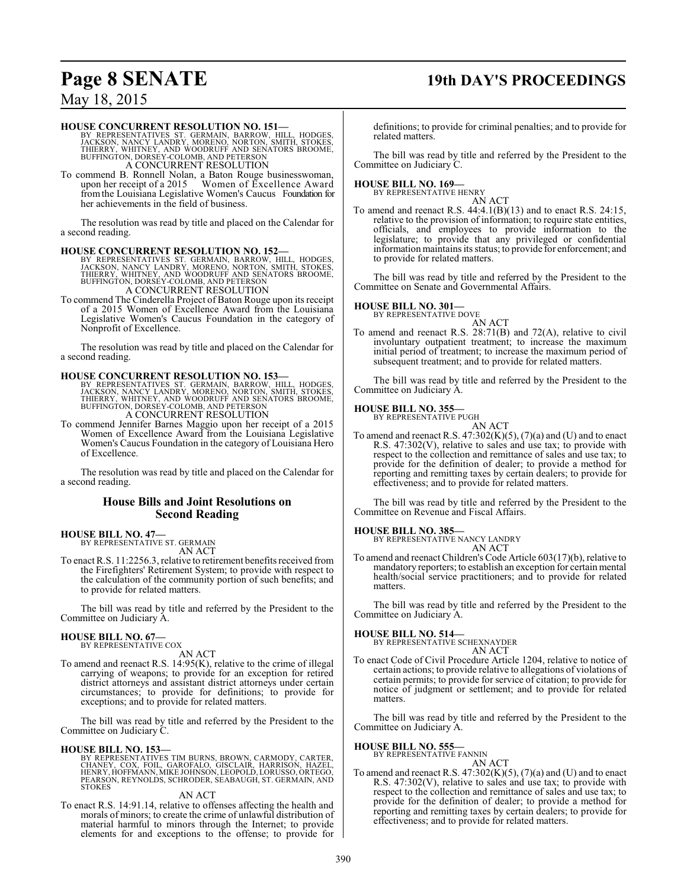**HOUSE CONCURRENT RESOLUTION NO. 151—**
BY REPRESENTATIVES ST. GERMAIN, BARROW, HILL, HODGES, JACKSON, NANCY LANDRY, MORENO, NORTON, SMITH, STOKES, THIERRY, WHITNEY, AND WOODRUFF AND SENATORS BROOME, BUFFINGTON, DORSEY-COLOMB, AND PETERSON
A CONCURRENT RESOLUTION

To commend B. Ronnell Nolan, a Baton Rouge businesswoman, upon her receipt of a 2015 Women of Excellence Award from the Louisiana Legislative Women's Caucus Foundation for her achievements in the field of business.

The resolution was read by title and placed on the Calendar for a second reading.

**HOUSE CONCURRENT RESOLUTION NO. 152—**
BY REPRESENTATIVES ST. GERMAIN, BARROW, HILL, HODGES, JACKSON, NANCY LANDRY, MORENO, NORTON, SMITH, STOKES, THIERRY, WHITNEY, AND WOODRUFF AND SENATORS BROOME, BUFFINGTON, DORSEY-COLOMB, AND PETERSON
A CONCURRENT RESOLUTION

To commend The Cinderella Project of Baton Rouge upon its receipt of a 2015 Women of Excellence Award from the Louisiana Legislative Women's Caucus Foundation in the category of Nonprofit of Excellence.

The resolution was read by title and placed on the Calendar for a second reading.

**HOUSE CONCURRENT RESOLUTION NO. 153—**
BY REPRESENTATIVES ST. GERMAIN, BARROW, HILL, HODGES, JACKSON, NANCY LANDRY, MORENO, NORTON, SMITH, STOKES, THIERRY, WHITNEY, AND WOODRUFF AND SENATORS BROOME, BUFFINGTON, DORSEY-COLOMB, AND PETERSON
A CONCURRENT RESOLUTION

To commend Jennifer Barnes Maggio upon her receipt of a 2015 Women of Excellence Award from the Louisiana Legislative Women's Caucus Foundation in the category of Louisiana Hero of Excellence.

The resolution was read by title and placed on the Calendar for a second reading.

## House Bills and Joint Resolutions on Second Reading

**HOUSE BILL NO. 47—**
BY REPRESENTATIVE ST. GERMAIN
AN ACT

To enact R.S. 11:2256.3, relative to retirement benefits received from the Firefighters' Retirement System; to provide with respect to the calculation of the community portion of such benefits; and to provide for related matters.

The bill was read by title and referred by the President to the Committee on Judiciary A.

**HOUSE BILL NO. 67—**
BY REPRESENTATIVE COX
AN ACT

To amend and reenact R.S. 14:95(K), relative to the crime of illegal carrying of weapons; to provide for an exception for retired district attorneys and assistant district attorneys under certain circumstances; to provide for definitions; to provide for exceptions; and to provide for related matters.

The bill was read by title and referred by the President to the Committee on Judiciary C.

**HOUSE BILL NO. 153—**
BY REPRESENTATIVES TIM BURNS, BROWN, CARMODY, CARTER, CHANEY, COX, FOIL, GAROFALO, GISCLAIR, HARRISON, HAZEL, HENRY, HOFFMANN, MIKE JOHNSON, LEOPOLD, LORUSSO, ORTEGO, PEARSON, REYNOLDS, SCHRODER, SEABAUGH, ST. GERMAIN, AND STOKES
AN ACT

To enact R.S. 14:91.14, relative to offenses affecting the health and morals of minors; to create the crime of unlawful distribution of material harmful to minors through the Internet; to provide elements for and exceptions to the offense; to provide for definitions; to provide for criminal penalties; and to provide for related matters.

The bill was read by title and referred by the President to the Committee on Judiciary C.

**HOUSE BILL NO. 169—**
BY REPRESENTATIVE HENRY
AN ACT

To amend and reenact R.S. 44:4.1(B)(13) and to enact R.S. 24:15, relative to the provision of information; to require state entities, officials, and employees to provide information to the legislature; to provide that any privileged or confidential information maintains its status; to provide for enforcement; and to provide for related matters.

The bill was read by title and referred by the President to the Committee on Senate and Governmental Affairs.

**HOUSE BILL NO. 301—**
BY REPRESENTATIVE DOVE
AN ACT

To amend and reenact R.S. 28:71(B) and 72(A), relative to civil involuntary outpatient treatment; to increase the maximum initial period of treatment; to increase the maximum period of subsequent treatment; and to provide for related matters.

The bill was read by title and referred by the President to the Committee on Judiciary A.

**HOUSE BILL NO. 355—**
BY REPRESENTATIVE PUGH
AN ACT

To amend and reenact R.S. 47:302(K)(5), (7)(a) and (U) and to enact R.S. 47:302(V), relative to sales and use tax; to provide with respect to the collection and remittance of sales and use tax; to provide for the definition of dealer; to provide a method for reporting and remitting taxes by certain dealers; to provide for effectiveness; and to provide for related matters.

The bill was read by title and referred by the President to the Committee on Revenue and Fiscal Affairs.

**HOUSE BILL NO. 385—**
BY REPRESENTATIVE NANCY LANDRY
AN ACT

To amend and reenact Children's Code Article 603(17)(b), relative to mandatory reporters; to establish an exception for certain mental health/social service practitioners; and to provide for related matters.

The bill was read by title and referred by the President to the Committee on Judiciary A.

**HOUSE BILL NO. 514—**
BY REPRESENTATIVE SCHEXNAYDER
AN ACT

To enact Code of Civil Procedure Article 1204, relative to notice of certain actions; to provide relative to allegations of violations of certain permits; to provide for service of citation; to provide for notice of judgment or settlement; and to provide for related matters.

The bill was read by title and referred by the President to the Committee on Judiciary A.

**HOUSE BILL NO. 555—**
BY REPRESENTATIVE FANNIN
AN ACT

To amend and reenact R.S. 47:302(K)(5), (7)(a) and (U) and to enact R.S. 47:302(V), relative to sales and use tax; to provide with respect to the collection and remittance of sales and use tax; to provide for the definition of dealer; to provide a method for reporting and remitting taxes by certain dealers; to provide for effectiveness; and to provide for related matters.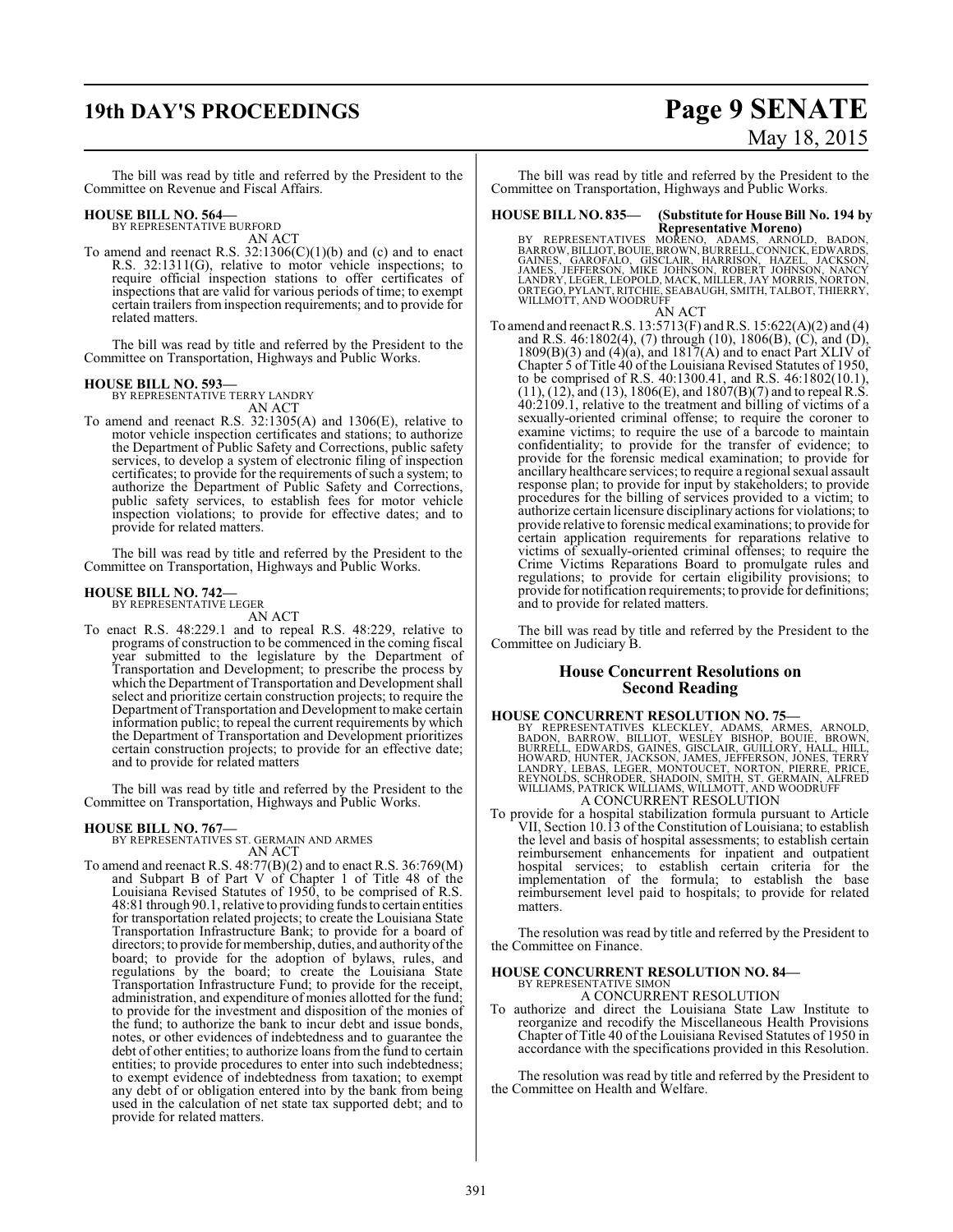The bill was read by title and referred by the President to the Committee on Revenue and Fiscal Affairs.

**HOUSE BILL NO. 564—**
BY REPRESENTATIVE BURFORD
AN ACT

To amend and reenact R.S. 32:1306(C)(1)(b) and (c) and to enact R.S. 32:1311(G), relative to motor vehicle inspections; to require official inspection stations to offer certificates of inspections that are valid for various periods of time; to exempt certain trailers from inspection requirements; and to provide for related matters.

The bill was read by title and referred by the President to the Committee on Transportation, Highways and Public Works.

**HOUSE BILL NO. 593—**
BY REPRESENTATIVE TERRY LANDRY
AN ACT

To amend and reenact R.S. 32:1305(A) and 1306(E), relative to motor vehicle inspection certificates and stations; to authorize the Department of Public Safety and Corrections, public safety services, to develop a system of electronic filing of inspection certificates; to provide for the requirements of such a system; to authorize the Department of Public Safety and Corrections, public safety services, to establish fees for motor vehicle inspection violations; to provide for effective dates; and to provide for related matters.

The bill was read by title and referred by the President to the Committee on Transportation, Highways and Public Works.

**HOUSE BILL NO. 742—**
BY REPRESENTATIVE LEGER
AN ACT

To enact R.S. 48:229.1 and to repeal R.S. 48:229, relative to programs of construction to be commenced in the coming fiscal year submitted to the legislature by the Department of Transportation and Development; to prescribe the process by which the Department of Transportation and Development shall select and prioritize certain construction projects; to require the Department of Transportation and Development to make certain information public; to repeal the current requirements by which the Department of Transportation and Development prioritizes certain construction projects; to provide for an effective date; and to provide for related matters

The bill was read by title and referred by the President to the Committee on Transportation, Highways and Public Works.

**HOUSE BILL NO. 767—**
BY REPRESENTATIVES ST. GERMAIN AND ARMES
AN ACT

To amend and reenact R.S. 48:77(B)(2) and to enact R.S. 36:769(M) and Subpart B of Part V of Chapter 1 of Title 48 of the Louisiana Revised Statutes of 1950, to be comprised of R.S. 48:81 through 90.1, relative to providing funds to certain entities for transportation related projects; to create the Louisiana State Transportation Infrastructure Bank; to provide for a board of directors; to provide for membership, duties, and authority of the board; to provide for the adoption of bylaws, rules, and regulations by the board; to create the Louisiana State Transportation Infrastructure Fund; to provide for the receipt, administration, and expenditure of monies allotted for the fund; to provide for the investment and disposition of the monies of the fund; to authorize the bank to incur debt and issue bonds, notes, or other evidences of indebtedness and to guarantee the debt of other entities; to authorize loans from the fund to certain entities; to provide procedures to enter into such indebtedness; to exempt evidence of indebtedness from taxation; to exempt any debt of or obligation entered into by the bank from being used in the calculation of net state tax supported debt; and to provide for related matters.

The bill was read by title and referred by the President to the Committee on Transportation, Highways and Public Works.

**HOUSE BILL NO. 835— (Substitute for House Bill No. 194 by Representative Moreno)**
BY REPRESENTATIVES MORENO, ADAMS, ARNOLD, BADON, BARROW, BILLIOT, BOUIE, BROWN, BURRELL, CONNICK, EDWARDS, GAINES, GAROFALO, GISCLAIR, HARRISON, HAZEL, JACKSON, JAMES, JEFFERSON, MIKE JOHNSON, ROBERT JOHNSON, NANCY LANDRY, LEGER, LEOPOLD, MACK, MILLER, JAY MORRIS, NORTON, ORTEGO, PYLANT, RITCHIE, SEABAUGH, SMITH, TALBOT, THIERRY, WILLMOTT, AND WOODRUFF
AN ACT

To amend and reenact R.S. 13:5713(F) and R.S. 15:622(A)(2) and (4) and R.S. 46:1802(4), (7) through (10), 1806(B), (C), and (D), 1809(B)(3) and (4)(a), and 1817(A) and to enact Part XLIV of Chapter 5 of Title 40 of the Louisiana Revised Statutes of 1950, to be comprised of R.S. 40:1300.41, and R.S. 46:1802(10.1), (11), (12), and (13), 1806(E), and 1807(B)(7) and to repeal R.S. 40:2109.1, relative to the treatment and billing of victims of a sexually-oriented criminal offense; to require the coroner to examine victims; to require the use of a barcode to maintain confidentiality; to provide for the transfer of evidence; to provide for the forensic medical examination; to provide for ancillary healthcare services; to require a regional sexual assault response plan; to provide for input by stakeholders; to provide procedures for the billing of services provided to a victim; to authorize certain licensure disciplinary actions for violations; to provide relative to forensic medical examinations; to provide for certain application requirements for reparations relative to victims of sexually-oriented criminal offenses; to require the Crime Victims Reparations Board to promulgate rules and regulations; to provide for certain eligibility provisions; to provide for notification requirements; to provide for definitions; and to provide for related matters.

The bill was read by title and referred by the President to the Committee on Judiciary B.

## House Concurrent Resolutions on Second Reading

**HOUSE CONCURRENT RESOLUTION NO. 75—**
BY REPRESENTATIVES KLECKLEY, ADAMS, ARMES, ARNOLD, BADON, BARROW, BILLIOT, WESLEY BISHOP, BOUIE, BROWN, BURRELL, EDWARDS, GAINES, GISCLAIR, GUILLORY, HALL, HILL, HOWARD, HUNTER, JACKSON, JAMES, JEFFERSON, JONES, TERRY LANDRY, LEBAS, LEGER, MONTOUCET, NORTON, PIERRE, PRICE, REYNOLDS, SCHRODER, SHADOIN, SMITH, ST. GERMAIN, ALFRED WILLIAMS, PATRICK WILLIAMS, WILLMOTT, AND WOODRUFF
A CONCURRENT RESOLUTION

To provide for a hospital stabilization formula pursuant to Article VII, Section 10.13 of the Constitution of Louisiana; to establish the level and basis of hospital assessments; to establish certain reimbursement enhancements for inpatient and outpatient hospital services; to establish certain criteria for the implementation of the formula; to establish the base reimbursement level paid to hospitals; to provide for related matters.

The resolution was read by title and referred by the President to the Committee on Finance.

**HOUSE CONCURRENT RESOLUTION NO. 84—**
BY REPRESENTATIVE SIMON
A CONCURRENT RESOLUTION

To authorize and direct the Louisiana State Law Institute to reorganize and recodify the Miscellaneous Health Provisions Chapter of Title 40 of the Louisiana Revised Statutes of 1950 in accordance with the specifications provided in this Resolution.

The resolution was read by title and referred by the President to the Committee on Health and Welfare.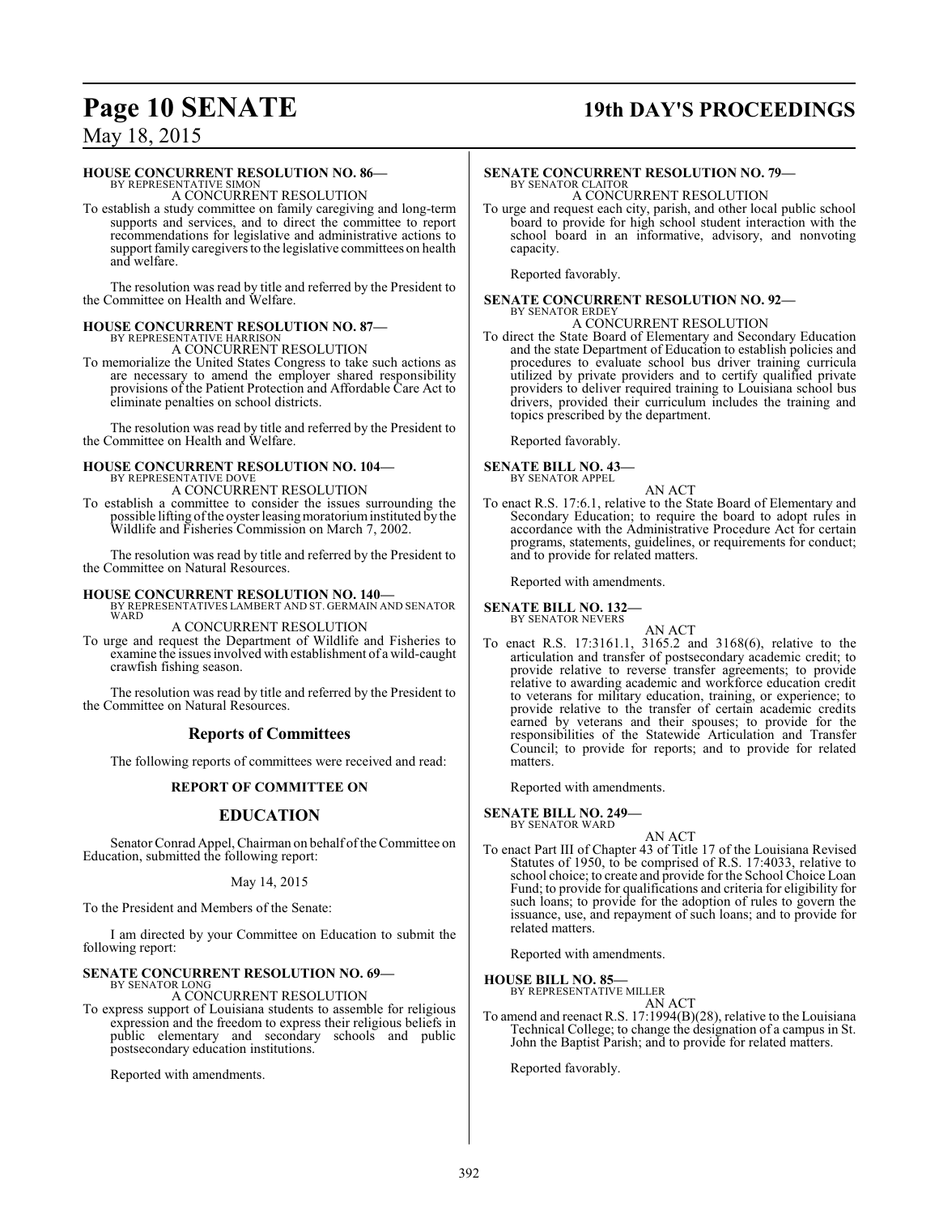**HOUSE CONCURRENT RESOLUTION NO. 86—**
BY REPRESENTATIVE SIMON
A CONCURRENT RESOLUTION

To establish a study committee on family caregiving and long-term supports and services, and to direct the committee to report recommendations for legislative and administrative actions to support family caregivers to the legislative committees on health and welfare.

The resolution was read by title and referred by the President to the Committee on Health and Welfare.

**HOUSE CONCURRENT RESOLUTION NO. 87—**
BY REPRESENTATIVE HARRISON
A CONCURRENT RESOLUTION

To memorialize the United States Congress to take such actions as are necessary to amend the employer shared responsibility provisions of the Patient Protection and Affordable Care Act to eliminate penalties on school districts.

The resolution was read by title and referred by the President to the Committee on Health and Welfare.

**HOUSE CONCURRENT RESOLUTION NO. 104—**
BY REPRESENTATIVE DOVE
A CONCURRENT RESOLUTION

To establish a committee to consider the issues surrounding the possible lifting of the oyster leasing moratorium instituted by the Wildlife and Fisheries Commission on March 7, 2002.

The resolution was read by title and referred by the President to the Committee on Natural Resources.

**HOUSE CONCURRENT RESOLUTION NO. 140—**
BY REPRESENTATIVES LAMBERT AND ST. GERMAIN AND SENATOR WARD
A CONCURRENT RESOLUTION

To urge and request the Department of Wildlife and Fisheries to examine the issues involved with establishment of a wild-caught crawfish fishing season.

The resolution was read by title and referred by the President to the Committee on Natural Resources.

## Reports of Committees

The following reports of committees were received and read:

### REPORT OF COMMITTEE ON

## EDUCATION

Senator Conrad Appel, Chairman on behalf of the Committee on Education, submitted the following report:

May 14, 2015

To the President and Members of the Senate:

I am directed by your Committee on Education to submit the following report:

**SENATE CONCURRENT RESOLUTION NO. 69—**
BY SENATOR LONG
A CONCURRENT RESOLUTION

To express support of Louisiana students to assemble for religious expression and the freedom to express their religious beliefs in public elementary and secondary schools and public postsecondary education institutions.

Reported with amendments.

**SENATE CONCURRENT RESOLUTION NO. 79—**
BY SENATOR CLAITOR
A CONCURRENT RESOLUTION

To urge and request each city, parish, and other local public school board to provide for high school student interaction with the school board in an informative, advisory, and nonvoting capacity.

Reported favorably.

**SENATE CONCURRENT RESOLUTION NO. 92—**
BY SENATOR ERDEY
A CONCURRENT RESOLUTION

To direct the State Board of Elementary and Secondary Education and the state Department of Education to establish policies and procedures to evaluate school bus driver training curricula utilized by private providers and to certify qualified private providers to deliver required training to Louisiana school bus drivers, provided their curriculum includes the training and topics prescribed by the department.

Reported favorably.

**SENATE BILL NO. 43—**
BY SENATOR APPEL
AN ACT

To enact R.S. 17:6.1, relative to the State Board of Elementary and Secondary Education; to require the board to adopt rules in accordance with the Administrative Procedure Act for certain programs, statements, guidelines, or requirements for conduct; and to provide for related matters.

Reported with amendments.

**SENATE BILL NO. 132—**
BY SENATOR NEVERS
AN ACT

To enact R.S. 17:3161.1, 3165.2 and 3168(6), relative to the articulation and transfer of postsecondary academic credit; to provide relative to reverse transfer agreements; to provide relative to awarding academic and workforce education credit to veterans for military education, training, or experience; to provide relative to the transfer of certain academic credits earned by veterans and their spouses; to provide for the responsibilities of the Statewide Articulation and Transfer Council; to provide for reports; and to provide for related matters.

Reported with amendments.

**SENATE BILL NO. 249—**
BY SENATOR WARD
AN ACT

To enact Part III of Chapter 43 of Title 17 of the Louisiana Revised Statutes of 1950, to be comprised of R.S. 17:4033, relative to school choice; to create and provide for the School Choice Loan Fund; to provide for qualifications and criteria for eligibility for such loans; to provide for the adoption of rules to govern the issuance, use, and repayment of such loans; and to provide for related matters.

Reported with amendments.

**HOUSE BILL NO. 85—**
BY REPRESENTATIVE MILLER
AN ACT

To amend and reenact R.S. 17:1994(B)(28), relative to the Louisiana Technical College; to change the designation of a campus in St. John the Baptist Parish; and to provide for related matters.

Reported favorably.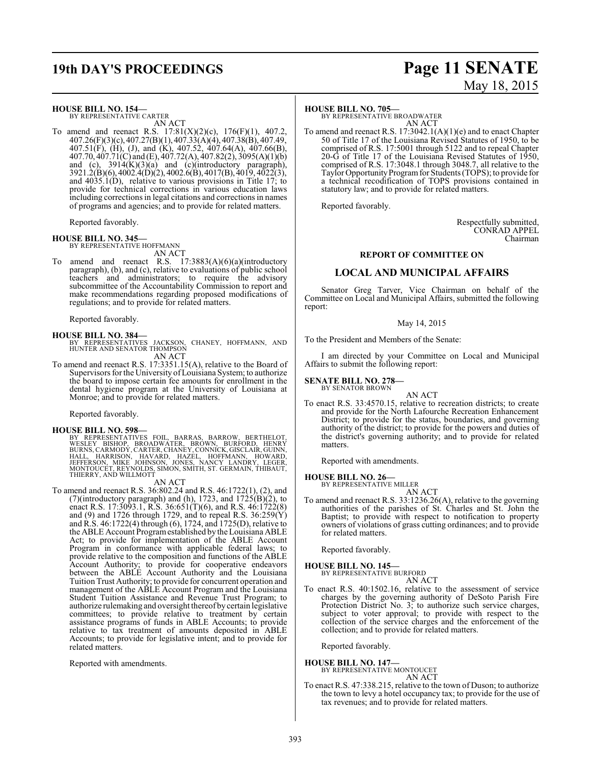**HOUSE BILL NO. 154—**
BY REPRESENTATIVE CARTER
AN ACT

To amend and reenact R.S. 17:81(X)(2)(c), 176(F)(1), 407.2, 407.26(F)(3)(c), 407.27(B)(1), 407.33(A)(4), 407.38(B), 407.49, 407.51(F), (H), (J), and (K), 407.52, 407.64(A), 407.66(B), 407.70, 407.71(C) and (E), 407.72(A), 407.82(2), 3095(A)(1)(b) and (c), 3914(K)(3)(a) and (c)(introductory paragraph), 3921.2(B)(6), 4002.4(D)(2), 4002.6(B), 4017(B), 4019, 4022(3), and 4035.1(D), relative to various provisions in Title 17; to provide for technical corrections in various education laws including corrections in legal citations and corrections in names of programs and agencies; and to provide for related matters.

Reported favorably.

**HOUSE BILL NO. 345—**
BY REPRESENTATIVE HOFFMANN
AN ACT

To amend and reenact R.S. 17:3883(A)(6)(a)(introductory paragraph), (b), and (c), relative to evaluations of public school teachers and administrators; to require the advisory subcommittee of the Accountability Commission to report and make recommendations regarding proposed modifications of regulations; and to provide for related matters.

Reported favorably.

**HOUSE BILL NO. 384—**
BY REPRESENTATIVES JACKSON, CHANEY, HOFFMANN, AND HUNTER AND SENATOR THOMPSON
AN ACT

To amend and reenact R.S. 17:3351.15(A), relative to the Board of Supervisors for the University of Louisiana System; to authorize the board to impose certain fee amounts for enrollment in the dental hygiene program at the University of Louisiana at Monroe; and to provide for related matters.

Reported favorably.

**HOUSE BILL NO. 598—**
BY REPRESENTATIVES FOIL, BARRAS, BARROW, BERTHELOT, WESLEY BISHOP, BROADWATER, BROWN, BURFORD, HENRY BURNS, CARMODY, CARTER, CHANEY, CONNICK, GISCLAIR, GUINN, HALL, HARRISON, HAVARD, HAZEL, HOFFMANN, HOWARD, JEFFERSON, MIKE JOHNSON, JONES, NANCY LANDRY, LEGER, MONTOUCET, REYNOLDS, SIMON, SMITH, ST. GERMAIN, THIBAUT, THIERRY, AND WILLMOTT
AN ACT

To amend and reenact R.S. 36:802.24 and R.S. 46:1722(1), (2), and (7)(introductory paragraph) and (h), 1723, and 1725(B)(2), to enact R.S. 17:3093.1, R.S. 36:651(T)(6), and R.S. 46:1722(8) and (9) and 1726 through 1729, and to repeal R.S. 36:259(Y) and R.S. 46:1722(4) through (6), 1724, and 1725(D), relative to the ABLE Account Program established by the Louisiana ABLE Act; to provide for implementation of the ABLE Account Program in conformance with applicable federal laws; to provide relative to the composition and functions of the ABLE Account Authority; to provide for cooperative endeavors between the ABLE Account Authority and the Louisiana Tuition Trust Authority; to provide for concurrent operation and management of the ABLE Account Program and the Louisiana Student Tuition Assistance and Revenue Trust Program; to authorize rulemaking and oversight thereof by certain legislative committees; to provide relative to treatment by certain assistance programs of funds in ABLE Accounts; to provide relative to tax treatment of amounts deposited in ABLE Accounts; to provide for legislative intent; and to provide for related matters.

Reported with amendments.

**HOUSE BILL NO. 705—**
BY REPRESENTATIVE BROADWATER
AN ACT

To amend and reenact R.S. 17:3042.1(A)(1)(e) and to enact Chapter 50 of Title 17 of the Louisiana Revised Statutes of 1950, to be comprised of R.S. 17:5001 through 5122 and to repeal Chapter 20-G of Title 17 of the Louisiana Revised Statutes of 1950, comprised of R.S. 17:3048.1 through 3048.7, all relative to the Taylor Opportunity Program for Students (TOPS); to provide for a technical recodification of TOPS provisions contained in statutory law; and to provide for related matters.

Reported favorably.

Respectfully submitted,
CONRAD APPEL
Chairman

**REPORT OF COMMITTEE ON**

## LOCAL AND MUNICIPAL AFFAIRS

Senator Greg Tarver, Vice Chairman on behalf of the Committee on Local and Municipal Affairs, submitted the following report:

May 14, 2015

To the President and Members of the Senate:

I am directed by your Committee on Local and Municipal Affairs to submit the following report:

**SENATE BILL NO. 278—**
BY SENATOR BROWN
AN ACT

To enact R.S. 33:4570.15, relative to recreation districts; to create and provide for the North Lafourche Recreation Enhancement District; to provide for the status, boundaries, and governing authority of the district; to provide for the powers and duties of the district's governing authority; and to provide for related matters.

Reported with amendments.

**HOUSE BILL NO. 26—**
BY REPRESENTATIVE MILLER
AN ACT

To amend and reenact R.S. 33:1236.26(A), relative to the governing authorities of the parishes of St. Charles and St. John the Baptist; to provide with respect to notification to property owners of violations of grass cutting ordinances; and to provide for related matters.

Reported favorably.

**HOUSE BILL NO. 145—**
BY REPRESENTATIVE BURFORD
AN ACT

To enact R.S. 40:1502.16, relative to the assessment of service charges by the governing authority of DeSoto Parish Fire Protection District No. 3; to authorize such service charges, subject to voter approval; to provide with respect to the collection of the service charges and the enforcement of the collection; and to provide for related matters.

Reported favorably.

**HOUSE BILL NO. 147—**
BY REPRESENTATIVE MONTOUCET
AN ACT

To enact R.S. 47:338.215, relative to the town of Duson; to authorize the town to levy a hotel occupancy tax; to provide for the use of tax revenues; and to provide for related matters.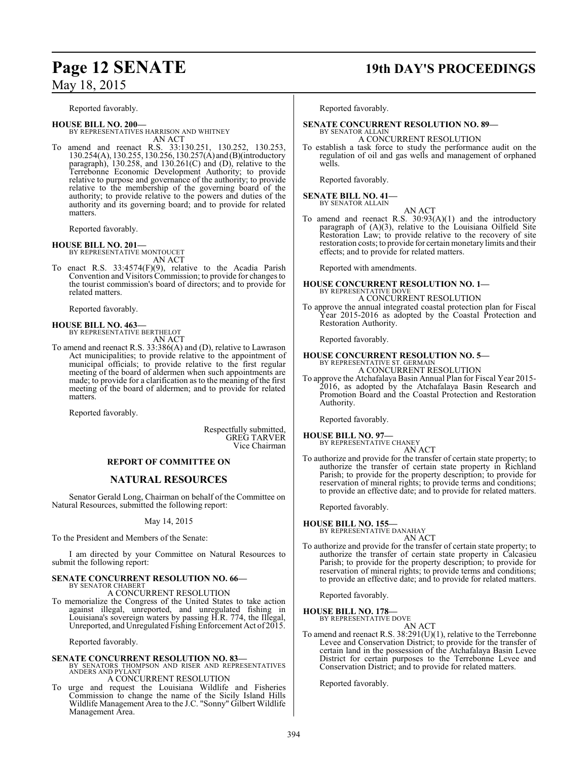Reported favorably.

**HOUSE BILL NO. 200—**
BY REPRESENTATIVES HARRISON AND WHITNEY
AN ACT

To amend and reenact R.S. 33:130.251, 130.252, 130.253, 130.254(A), 130.255, 130.256, 130.257(A) and (B)(introductory paragraph), 130.258, and 130.261(C) and (D), relative to the Terrebonne Economic Development Authority; to provide relative to purpose and governance of the authority; to provide relative to the membership of the governing board of the authority; to provide relative to the powers and duties of the authority and its governing board; and to provide for related matters.

Reported favorably.

**HOUSE BILL NO. 201—**
BY REPRESENTATIVE MONTOUCET
AN ACT

To enact R.S. 33:4574(F)(9), relative to the Acadia Parish Convention and Visitors Commission; to provide for changes to the tourist commission's board of directors; and to provide for related matters.

Reported favorably.

**HOUSE BILL NO. 463—**
BY REPRESENTATIVE BERTHELOT
AN ACT

To amend and reenact R.S. 33:386(A) and (D), relative to Lawrason Act municipalities; to provide relative to the appointment of municipal officials; to provide relative to the first regular meeting of the board of aldermen when such appointments are made; to provide for a clarification as to the meaning of the first meeting of the board of aldermen; and to provide for related matters.

Reported favorably.

Respectfully submitted,
GREG TARVER
Vice Chairman

## REPORT OF COMMITTEE ON

## NATURAL RESOURCES

Senator Gerald Long, Chairman on behalf of the Committee on Natural Resources, submitted the following report:

May 14, 2015

To the President and Members of the Senate:

I am directed by your Committee on Natural Resources to submit the following report:

**SENATE CONCURRENT RESOLUTION NO. 66—**
BY SENATOR CHABERT
A CONCURRENT RESOLUTION

To memorialize the Congress of the United States to take action against illegal, unreported, and unregulated fishing in Louisiana's sovereign waters by passing H.R. 774, the Illegal, Unreported, and Unregulated Fishing Enforcement Act of 2015.

Reported favorably.

**SENATE CONCURRENT RESOLUTION NO. 83—**
BY SENATORS THOMPSON AND RISER AND REPRESENTATIVES ANDERS AND PYLANT
A CONCURRENT RESOLUTION

To urge and request the Louisiana Wildlife and Fisheries Commission to change the name of the Sicily Island Hills Wildlife Management Area to the J.C. "Sonny" Gilbert Wildlife Management Area.

Reported favorably.

**SENATE CONCURRENT RESOLUTION NO. 89—**
BY SENATOR ALLAIN
A CONCURRENT RESOLUTION

To establish a task force to study the performance audit on the regulation of oil and gas wells and management of orphaned wells.

Reported favorably.

**SENATE BILL NO. 41—**
BY SENATOR ALLAIN
AN ACT

To amend and reenact R.S. 30:93(A)(1) and the introductory paragraph of (A)(3), relative to the Louisiana Oilfield Site Restoration Law; to provide relative to the recovery of site restoration costs; to provide for certain monetary limits and their effects; and to provide for related matters.

Reported with amendments.

**HOUSE CONCURRENT RESOLUTION NO. 1—**
BY REPRESENTATIVE DOVE
A CONCURRENT RESOLUTION

To approve the annual integrated coastal protection plan for Fiscal Year 2015-2016 as adopted by the Coastal Protection and Restoration Authority.

Reported favorably.

**HOUSE CONCURRENT RESOLUTION NO. 5—**
BY REPRESENTATIVE ST. GERMAIN
A CONCURRENT RESOLUTION

To approve the Atchafalaya Basin Annual Plan for Fiscal Year 2015-2016, as adopted by the Atchafalaya Basin Research and Promotion Board and the Coastal Protection and Restoration Authority.

Reported favorably.

**HOUSE BILL NO. 97—**
BY REPRESENTATIVE CHANEY
AN ACT

To authorize and provide for the transfer of certain state property; to authorize the transfer of certain state property in Richland Parish; to provide for the property description; to provide for reservation of mineral rights; to provide terms and conditions; to provide an effective date; and to provide for related matters.

Reported favorably.

**HOUSE BILL NO. 155—**
BY REPRESENTATIVE DANAHAY
AN ACT

To authorize and provide for the transfer of certain state property; to authorize the transfer of certain state property in Calcasieu Parish; to provide for the property description; to provide for reservation of mineral rights; to provide terms and conditions; to provide an effective date; and to provide for related matters.

Reported favorably.

**HOUSE BILL NO. 178—**
BY REPRESENTATIVE DOVE
AN ACT

To amend and reenact R.S. 38:291(U)(1), relative to the Terrebonne Levee and Conservation District; to provide for the transfer of certain land in the possession of the Atchafalaya Basin Levee District for certain purposes to the Terrebonne Levee and Conservation District; and to provide for related matters.

Reported favorably.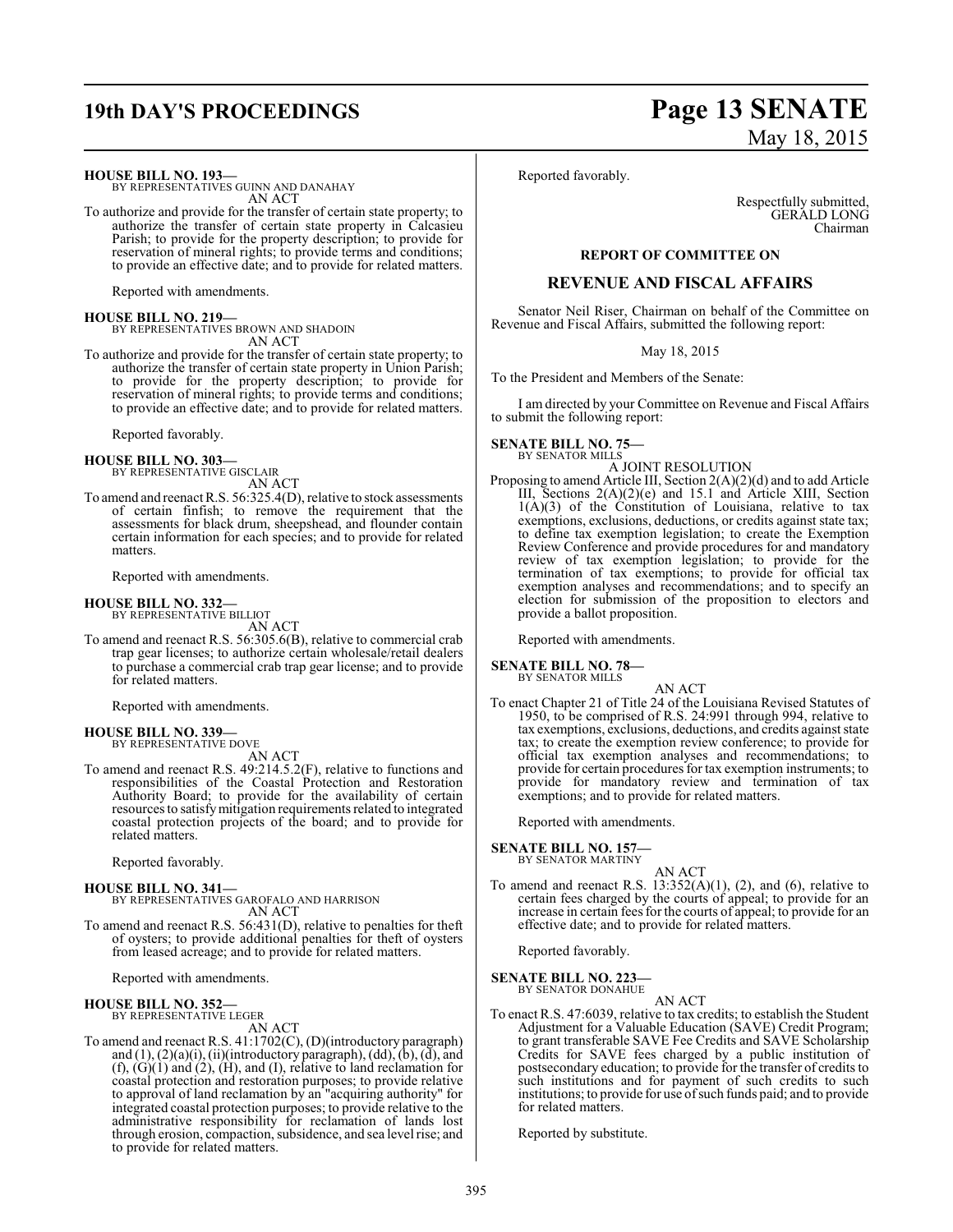**HOUSE BILL NO. 193—**
BY REPRESENTATIVES GUINN AND DANAHAY
AN ACT

To authorize and provide for the transfer of certain state property; to authorize the transfer of certain state property in Calcasieu Parish; to provide for the property description; to provide for reservation of mineral rights; to provide terms and conditions; to provide an effective date; and to provide for related matters.

Reported with amendments.

**HOUSE BILL NO. 219—**
BY REPRESENTATIVES BROWN AND SHADOIN
AN ACT

To authorize and provide for the transfer of certain state property; to authorize the transfer of certain state property in Union Parish; to provide for the property description; to provide for reservation of mineral rights; to provide terms and conditions; to provide an effective date; and to provide for related matters.

Reported favorably.

**HOUSE BILL NO. 303—**
BY REPRESENTATIVE GISCLAIR
AN ACT

To amend and reenact R.S. 56:325.4(D), relative to stock assessments of certain finfish; to remove the requirement that the assessments for black drum, sheepshead, and flounder contain certain information for each species; and to provide for related matters.

Reported with amendments.

**HOUSE BILL NO. 332—**
BY REPRESENTATIVE BILLIOT
AN ACT

To amend and reenact R.S. 56:305.6(B), relative to commercial crab trap gear licenses; to authorize certain wholesale/retail dealers to purchase a commercial crab trap gear license; and to provide for related matters.

Reported with amendments.

**HOUSE BILL NO. 339—**
BY REPRESENTATIVE DOVE
AN ACT

To amend and reenact R.S. 49:214.5.2(F), relative to functions and responsibilities of the Coastal Protection and Restoration Authority Board; to provide for the availability of certain resources to satisfy mitigation requirements related to integrated coastal protection projects of the board; and to provide for related matters.

Reported favorably.

**HOUSE BILL NO. 341—**
BY REPRESENTATIVES GAROFALO AND HARRISON
AN ACT

To amend and reenact R.S. 56:431(D), relative to penalties for theft of oysters; to provide additional penalties for theft of oysters from leased acreage; and to provide for related matters.

Reported with amendments.

**HOUSE BILL NO. 352—**
BY REPRESENTATIVE LEGER
AN ACT

To amend and reenact R.S. 41:1702(C), (D)(introductory paragraph) and (1), (2)(a)(i), (ii)(introductory paragraph), (dd), (b), (d), and (f), (G)(1) and (2), (H), and (I), relative to land reclamation for coastal protection and restoration purposes; to provide relative to approval of land reclamation by an "acquiring authority" for integrated coastal protection purposes; to provide relative to the administrative responsibility for reclamation of lands lost through erosion, compaction, subsidence, and sea level rise; and to provide for related matters.

Reported favorably.

Respectfully submitted,
GERALD LONG
Chairman

**REPORT OF COMMITTEE ON**

## REVENUE AND FISCAL AFFAIRS

Senator Neil Riser, Chairman on behalf of the Committee on Revenue and Fiscal Affairs, submitted the following report:

May 18, 2015

To the President and Members of the Senate:

I am directed by your Committee on Revenue and Fiscal Affairs to submit the following report:

**SENATE BILL NO. 75—**
BY SENATOR MILLS
A JOINT RESOLUTION

Proposing to amend Article III, Section 2(A)(2)(d) and to add Article III, Sections 2(A)(2)(e) and 15.1 and Article XIII, Section 1(A)(3) of the Constitution of Louisiana, relative to tax exemptions, exclusions, deductions, or credits against state tax; to define tax exemption legislation; to create the Exemption Review Conference and provide procedures for and mandatory review of tax exemption legislation; to provide for the termination of tax exemptions; to provide for official tax exemption analyses and recommendations; and to specify an election for submission of the proposition to electors and provide a ballot proposition.

Reported with amendments.

**SENATE BILL NO. 78—**
BY SENATOR MILLS
AN ACT

To enact Chapter 21 of Title 24 of the Louisiana Revised Statutes of 1950, to be comprised of R.S. 24:991 through 994, relative to tax exemptions, exclusions, deductions, and credits against state tax; to create the exemption review conference; to provide for official tax exemption analyses and recommendations; to provide for certain procedures for tax exemption instruments; to provide for mandatory review and termination of tax exemptions; and to provide for related matters.

Reported with amendments.

**SENATE BILL NO. 157—**
BY SENATOR MARTINY
AN ACT

To amend and reenact R.S. 13:352(A)(1), (2), and (6), relative to certain fees charged by the courts of appeal; to provide for an increase in certain fees for the courts of appeal; to provide for an effective date; and to provide for related matters.

Reported favorably.

**SENATE BILL NO. 223—**
BY SENATOR DONAHUE
AN ACT

To enact R.S. 47:6039, relative to tax credits; to establish the Student Adjustment for a Valuable Education (SAVE) Credit Program; to grant transferable SAVE Fee Credits and SAVE Scholarship Credits for SAVE fees charged by a public institution of postsecondary education; to provide for the transfer of credits to such institutions and for payment of such credits to such institutions; to provide for use of such funds paid; and to provide for related matters.

Reported by substitute.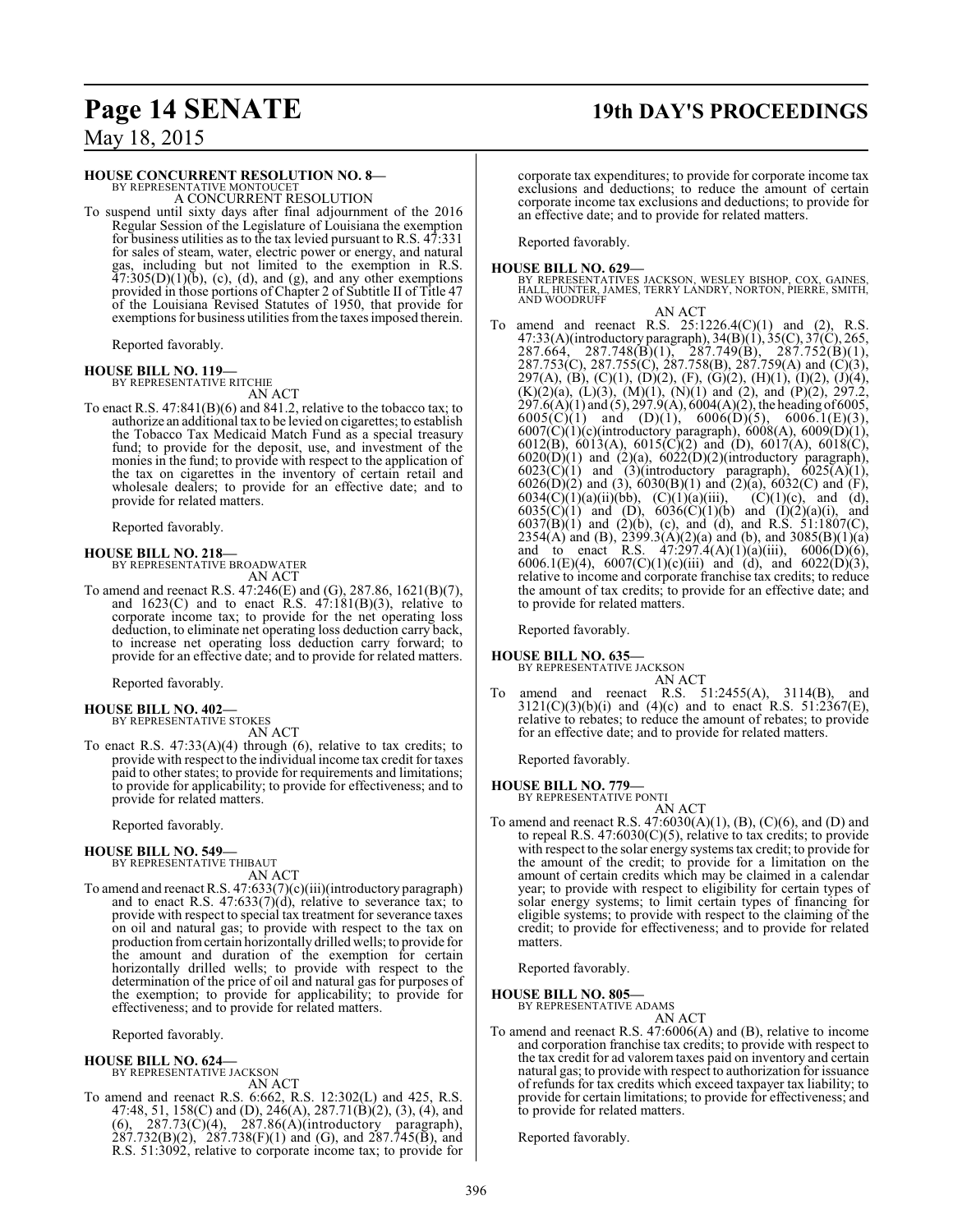**HOUSE CONCURRENT RESOLUTION NO. 8—**
BY REPRESENTATIVE MONTOUCET

A CONCURRENT RESOLUTION

To suspend until sixty days after final adjournment of the 2016 Regular Session of the Legislature of Louisiana the exemption for business utilities as to the tax levied pursuant to R.S. 47:331 for sales of steam, water, electric power or energy, and natural gas, including but not limited to the exemption in R.S. 47:305(D)(1)(b), (c), (d), and (g), and any other exemptions provided in those portions of Chapter 2 of Subtitle II of Title 47 of the Louisiana Revised Statutes of 1950, that provide for exemptions for business utilities from the taxes imposed therein.

Reported favorably.

**HOUSE BILL NO. 119—**
BY REPRESENTATIVE RITCHIE

AN ACT

To enact R.S. 47:841(B)(6) and 841.2, relative to the tobacco tax; to authorize an additional tax to be levied on cigarettes; to establish the Tobacco Tax Medicaid Match Fund as a special treasury fund; to provide for the deposit, use, and investment of the monies in the fund; to provide with respect to the application of the tax on cigarettes in the inventory of certain retail and wholesale dealers; to provide for an effective date; and to provide for related matters.

Reported favorably.

**HOUSE BILL NO. 218—**
BY REPRESENTATIVE BROADWATER

AN ACT

To amend and reenact R.S. 47:246(E) and (G), 287.86, 1621(B)(7), and 1623(C) and to enact R.S. 47:181(B)(3), relative to corporate income tax; to provide for the net operating loss deduction, to eliminate net operating loss deduction carry back, to increase net operating loss deduction carry forward; to provide for an effective date; and to provide for related matters.

Reported favorably.

**HOUSE BILL NO. 402—**
BY REPRESENTATIVE STOKES

AN ACT

To enact R.S. 47:33(A)(4) through (6), relative to tax credits; to provide with respect to the individual income tax credit for taxes paid to other states; to provide for requirements and limitations; to provide for applicability; to provide for effectiveness; and to provide for related matters.

Reported favorably.

**HOUSE BILL NO. 549—**
BY REPRESENTATIVE THIBAUT

AN ACT

To amend and reenact R.S. 47:633(7)(c)(iii)(introductory paragraph) and to enact R.S. 47:633(7)(d), relative to severance tax; to provide with respect to special tax treatment for severance taxes on oil and natural gas; to provide with respect to the tax on production from certain horizontally drilled wells; to provide for the amount and duration of the exemption for certain horizontally drilled wells; to provide with respect to the determination of the price of oil and natural gas for purposes of the exemption; to provide for applicability; to provide for effectiveness; and to provide for related matters.

Reported favorably.

**HOUSE BILL NO. 624—**
BY REPRESENTATIVE JACKSON

AN ACT

To amend and reenact R.S. 6:662, R.S. 12:302(L) and 425, R.S. 47:48, 51, 158(C) and (D), 246(A), 287.71(B)(2), (3), (4), and (6), 287.73(C)(4), 287.86(A)(introductory paragraph), 287.732(B)(2), 287.738(F)(1) and (G), and 287.745(B), and R.S. 51:3092, relative to corporate income tax; to provide for corporate tax expenditures; to provide for corporate income tax exclusions and deductions; to reduce the amount of certain corporate income tax exclusions and deductions; to provide for an effective date; and to provide for related matters.

Reported favorably.

**HOUSE BILL NO. 629—**
BY REPRESENTATIVES JACKSON, WESLEY BISHOP, COX, GAINES, HALL, HUNTER, JAMES, TERRY LANDRY, NORTON, PIERRE, SMITH, AND WOODRUFF

AN ACT

To amend and reenact R.S. 25:1226.4(C)(1) and (2), R.S. 47:33(A)(introductory paragraph), 34(B)(1), 35(C), 37(C), 265, 287.664, 287.748(B)(1), 287.749(B), 287.752(B)(1), 287.753(C), 287.755(C), 287.758(B), 287.759(A) and (C)(3), 297(A), (B), (C)(1), (D)(2), (F), (G)(2), (H)(1), (I)(2), (J)(4), (K)(2)(a), (L)(3), (M)(1), (N)(1) and (2), and (P)(2), 297.2, 297.6(A)(1) and (5), 297.9(A), 6004(A)(2), the heading of 6005, 6005(C)(1) and (D)(1), 6006(D)(5), 6006.1(E)(3), 6007(C)(1)(c)(introductory paragraph), 6008(A), 6009(D)(1), 6012(B), 6013(A), 6015(C)(2) and (D), 6017(A), 6018(C), 6020(D)(1) and (2)(a), 6022(D)(2)(introductory paragraph), 6023(C)(1) and (3)(introductory paragraph), 6025(A)(1), 6026(D)(2) and (3), 6030(B)(1) and (2)(a), 6032(C) and (F), 6034(C)(1)(a)(ii)(bb), (C)(1)(a)(iii), (C)(1)(c), and (d), 6035(C)(1) and (D), 6036(C)(1)(b) and (I)(2)(a)(i), and 6037(B)(1) and (2)(b), (c), and (d), and R.S. 51:1807(C), 2354(A) and (B), 2399.3(A)(2)(a) and (b), and 3085(B)(1)(a) and to enact R.S. 47:297.4(A)(1)(a)(iii), 6006(D)(6), 6006.1(E)(4), 6007(C)(1)(c)(iii) and (d), and 6022(D)(3), relative to income and corporate franchise tax credits; to reduce the amount of tax credits; to provide for an effective date; and to provide for related matters.

Reported favorably.

**HOUSE BILL NO. 635—**
BY REPRESENTATIVE JACKSON

AN ACT

To amend and reenact R.S. 51:2455(A), 3114(B), and 3121(C)(3)(b)(i) and (4)(c) and to enact R.S. 51:2367(E), relative to rebates; to reduce the amount of rebates; to provide for an effective date; and to provide for related matters.

Reported favorably.

**HOUSE BILL NO. 779—**
BY REPRESENTATIVE PONTI

AN ACT

To amend and reenact R.S. 47:6030(A)(1), (B), (C)(6), and (D) and to repeal R.S. 47:6030(C)(5), relative to tax credits; to provide with respect to the solar energy systems tax credit; to provide for the amount of the credit; to provide for a limitation on the amount of certain credits which may be claimed in a calendar year; to provide with respect to eligibility for certain types of solar energy systems; to limit certain types of financing for eligible systems; to provide with respect to the claiming of the credit; to provide for effectiveness; and to provide for related matters.

Reported favorably.

**HOUSE BILL NO. 805—**
BY REPRESENTATIVE ADAMS

AN ACT

To amend and reenact R.S. 47:6006(A) and (B), relative to income and corporation franchise tax credits; to provide with respect to the tax credit for ad valorem taxes paid on inventory and certain natural gas; to provide with respect to authorization for issuance of refunds for tax credits which exceed taxpayer tax liability; to provide for certain limitations; to provide for effectiveness; and to provide for related matters.

Reported favorably.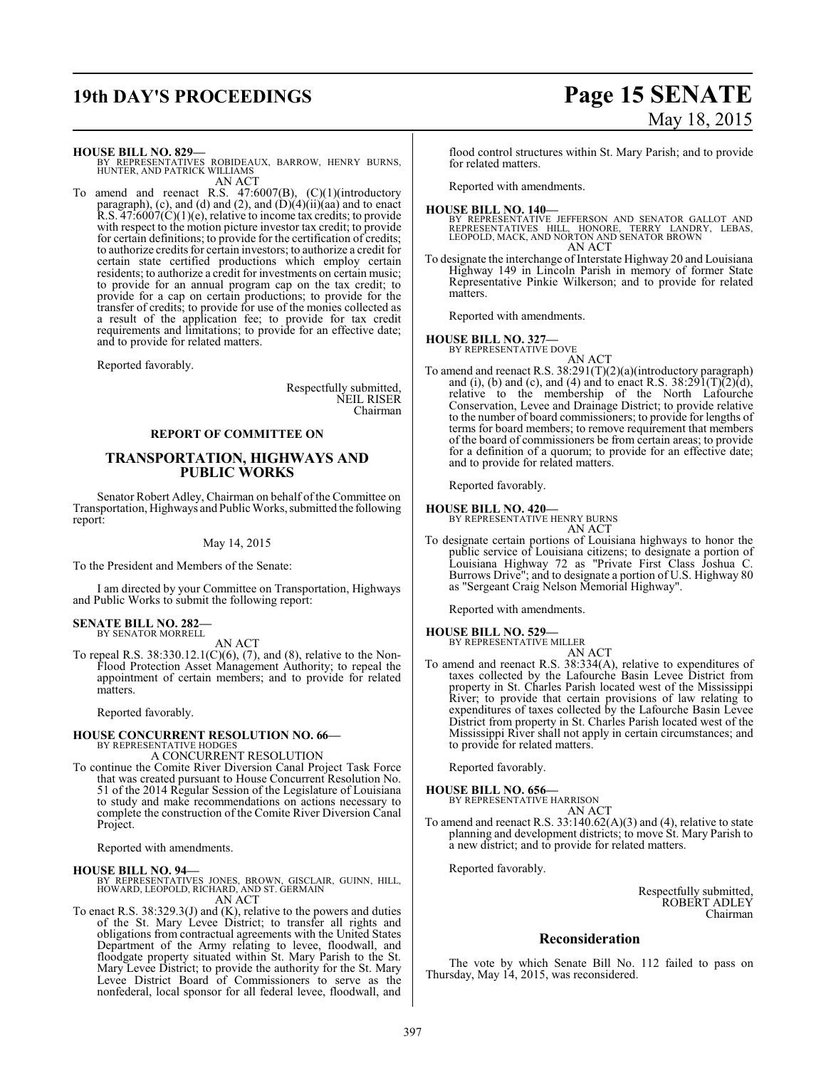**HOUSE BILL NO. 829—**
BY REPRESENTATIVES ROBIDEAUX, BARROW, HENRY BURNS, HUNTER, AND PATRICK WILLIAMS
AN ACT

To amend and reenact R.S. 47:6007(B), (C)(1)(introductory paragraph), (c), and (d) and (2), and (D)(4)(ii)(aa) and to enact R.S. 47:6007(C)(1)(e), relative to income tax credits; to provide with respect to the motion picture investor tax credit; to provide for certain definitions; to provide for the certification of credits; to authorize credits for certain investors; to authorize a credit for certain state certified productions which employ certain residents; to authorize a credit for investments on certain music; to provide for an annual program cap on the tax credit; to provide for a cap on certain productions; to provide for the transfer of credits; to provide for use of the monies collected as a result of the application fee; to provide for tax credit requirements and limitations; to provide for an effective date; and to provide for related matters.

Reported favorably.

Respectfully submitted,
NEIL RISER
Chairman

## REPORT OF COMMITTEE ON

## TRANSPORTATION, HIGHWAYS AND PUBLIC WORKS

Senator Robert Adley, Chairman on behalf of the Committee on Transportation, Highways and Public Works, submitted the following report:

May 14, 2015

To the President and Members of the Senate:

I am directed by your Committee on Transportation, Highways and Public Works to submit the following report:

**SENATE BILL NO. 282—**
BY SENATOR MORRELL
AN ACT

To repeal R.S. 38:330.12.1(C)(6), (7), and (8), relative to the Non-Flood Protection Asset Management Authority; to repeal the appointment of certain members; and to provide for related matters.

Reported favorably.

**HOUSE CONCURRENT RESOLUTION NO. 66—**
BY REPRESENTATIVE HODGES
A CONCURRENT RESOLUTION

To continue the Comite River Diversion Canal Project Task Force that was created pursuant to House Concurrent Resolution No. 51 of the 2014 Regular Session of the Legislature of Louisiana to study and make recommendations on actions necessary to complete the construction of the Comite River Diversion Canal Project.

Reported with amendments.

**HOUSE BILL NO. 94—**
BY REPRESENTATIVES JONES, BROWN, GISCLAIR, GUINN, HILL, HOWARD, LEOPOLD, RICHARD, AND ST. GERMAIN
AN ACT

To enact R.S. 38:329.3(J) and (K), relative to the powers and duties of the St. Mary Levee District; to transfer all rights and obligations from contractual agreements with the United States Department of the Army relating to levee, floodwall, and floodgate property situated within St. Mary Parish to the St. Mary Levee District; to provide the authority for the St. Mary Levee District Board of Commissioners to serve as the nonfederal, local sponsor for all federal levee, floodwall, and flood control structures within St. Mary Parish; and to provide for related matters.

Reported with amendments.

**HOUSE BILL NO. 140—**
BY REPRESENTATIVE JEFFERSON AND SENATOR GALLOT AND REPRESENTATIVES HILL, HONORE, TERRY LANDRY, LEBAS, LEOPOLD, MACK, AND NORTON AND SENATOR BROWN
AN ACT

To designate the interchange of Interstate Highway 20 and Louisiana Highway 149 in Lincoln Parish in memory of former State Representative Pinkie Wilkerson; and to provide for related matters.

Reported with amendments.

**HOUSE BILL NO. 327—**
BY REPRESENTATIVE DOVE
AN ACT

To amend and reenact R.S. 38:291(T)(2)(a)(introductory paragraph) and (i), (b) and (c), and (4) and to enact R.S. 38:291(T)(2)(d), relative to the membership of the North Lafourche Conservation, Levee and Drainage District; to provide relative to the number of board commissioners; to provide for lengths of terms for board members; to remove requirement that members of the board of commissioners be from certain areas; to provide for a definition of a quorum; to provide for an effective date; and to provide for related matters.

Reported favorably.

**HOUSE BILL NO. 420—**
BY REPRESENTATIVE HENRY BURNS
AN ACT

To designate certain portions of Louisiana highways to honor the public service of Louisiana citizens; to designate a portion of Louisiana Highway 72 as "Private First Class Joshua C. Burrows Drive"; and to designate a portion of U.S. Highway 80 as "Sergeant Craig Nelson Memorial Highway".

Reported with amendments.

**HOUSE BILL NO. 529—**
BY REPRESENTATIVE MILLER
AN ACT

To amend and reenact R.S. 38:334(A), relative to expenditures of taxes collected by the Lafourche Basin Levee District from property in St. Charles Parish located west of the Mississippi River; to provide that certain provisions of law relating to expenditures of taxes collected by the Lafourche Basin Levee District from property in St. Charles Parish located west of the Mississippi River shall not apply in certain circumstances; and to provide for related matters.

Reported favorably.

**HOUSE BILL NO. 656—**
BY REPRESENTATIVE HARRISON
AN ACT

To amend and reenact R.S. 33:140.62(A)(3) and (4), relative to state planning and development districts; to move St. Mary Parish to a new district; and to provide for related matters.

Reported favorably.

Respectfully submitted,
ROBERT ADLEY
Chairman

## Reconsideration

The vote by which Senate Bill No. 112 failed to pass on Thursday, May 14, 2015, was reconsidered.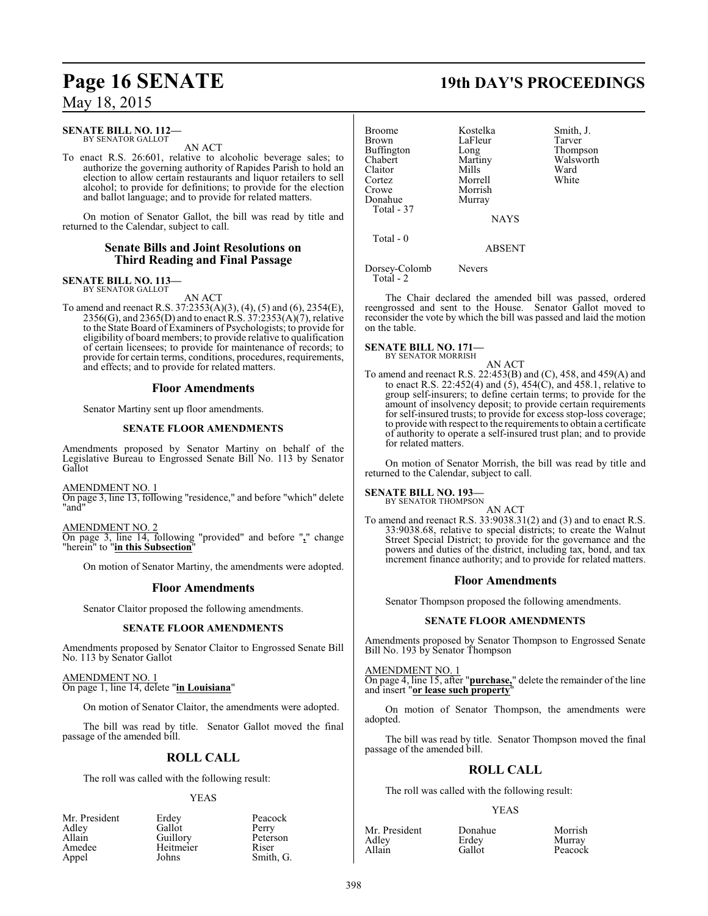**SENATE BILL NO. 112—**
BY SENATOR GALLOT

AN ACT

To enact R.S. 26:601, relative to alcoholic beverage sales; to authorize the governing authority of Rapides Parish to hold an election to allow certain restaurants and liquor retailers to sell alcohol; to provide for definitions; to provide for the election and ballot language; and to provide for related matters.

On motion of Senator Gallot, the bill was read by title and returned to the Calendar, subject to call.

## Senate Bills and Joint Resolutions on Third Reading and Final Passage

**SENATE BILL NO. 113—**
BY SENATOR GALLOT

AN ACT

To amend and reenact R.S. 37:2353(A)(3), (4), (5) and (6), 2354(E), 2356(G), and 2365(D) and to enact R.S. 37:2353(A)(7), relative to the State Board of Examiners of Psychologists; to provide for eligibility of board members; to provide relative to qualification of certain licensees; to provide for maintenance of records; to provide for certain terms, conditions, procedures, requirements, and effects; and to provide for related matters.

### Floor Amendments

Senator Martiny sent up floor amendments.

#### SENATE FLOOR AMENDMENTS

Amendments proposed by Senator Martiny on behalf of the Legislative Bureau to Engrossed Senate Bill No. 113 by Senator Gallot

AMENDMENT NO. 1
On page 3, line 13, following "residence," and before "which" delete "and"

AMENDMENT NO. 2
On page 3, line 14, following "provided" and before "**,**" change "herein" to "**in this Subsection**"

On motion of Senator Martiny, the amendments were adopted.

### Floor Amendments

Senator Claitor proposed the following amendments.

#### SENATE FLOOR AMENDMENTS

Amendments proposed by Senator Claitor to Engrossed Senate Bill No. 113 by Senator Gallot

AMENDMENT NO. 1
On page 1, line 14, delete "**in Louisiana**"

On motion of Senator Claitor, the amendments were adopted.

The bill was read by title. Senator Gallot moved the final passage of the amended bill.

## ROLL CALL

The roll was called with the following result:

YEAS

| | | |
|---|---|---|
| Mr. President | Erdey | Peacock |
| Adley | Gallot | Perry |
| Allain | Guillory | Peterson |
| Amedee | Heitmeier | Riser |
| Appel | Johns | Smith, G. |
| Broome | Kostelka | Smith, J. |
| Brown | LaFleur | Tarver |
| Buffington | Long | Thompson |
| Chabert | Martiny | Walsworth |
| Claitor | Mills | Ward |
| Cortez | Morrell | White |
| Crowe | Morrish | |
| Donahue | Murray | |
| Total - 37 | | |

NAYS

Total - 0

ABSENT

| | |
|---|---|
| Dorsey-Colomb | Nevers |
| Total - 2 | |

The Chair declared the amended bill was passed, ordered reengrossed and sent to the House. Senator Gallot moved to reconsider the vote by which the bill was passed and laid the motion on the table.

**SENATE BILL NO. 171—**
BY SENATOR MORRISH

AN ACT

To amend and reenact R.S. 22:453(B) and (C), 458, and 459(A) and to enact R.S. 22:452(4) and (5), 454(C), and 458.1, relative to group self-insurers; to define certain terms; to provide for the amount of insolvency deposit; to provide certain requirements for self-insured trusts; to provide for excess stop-loss coverage; to provide with respect to the requirements to obtain a certificate of authority to operate a self-insured trust plan; and to provide for related matters.

On motion of Senator Morrish, the bill was read by title and returned to the Calendar, subject to call.

**SENATE BILL NO. 193—**
BY SENATOR THOMPSON

AN ACT

To amend and reenact R.S. 33:9038.31(2) and (3) and to enact R.S. 33:9038.68, relative to special districts; to create the Walnut Street Special District; to provide for the governance and the powers and duties of the district, including tax, bond, and tax increment finance authority; and to provide for related matters.

### Floor Amendments

Senator Thompson proposed the following amendments.

#### SENATE FLOOR AMENDMENTS

Amendments proposed by Senator Thompson to Engrossed Senate Bill No. 193 by Senator Thompson

AMENDMENT NO. 1
On page 4, line 15, after "**purchase,**" delete the remainder of the line and insert "**or lease such property**"

On motion of Senator Thompson, the amendments were adopted.

The bill was read by title. Senator Thompson moved the final passage of the amended bill.

## ROLL CALL

The roll was called with the following result:

YEAS

| | | |
|---|---|---|
| Mr. President | Donahue | Morrish |
| Adley | Erdey | Murray |
| Allain | Gallot | Peacock |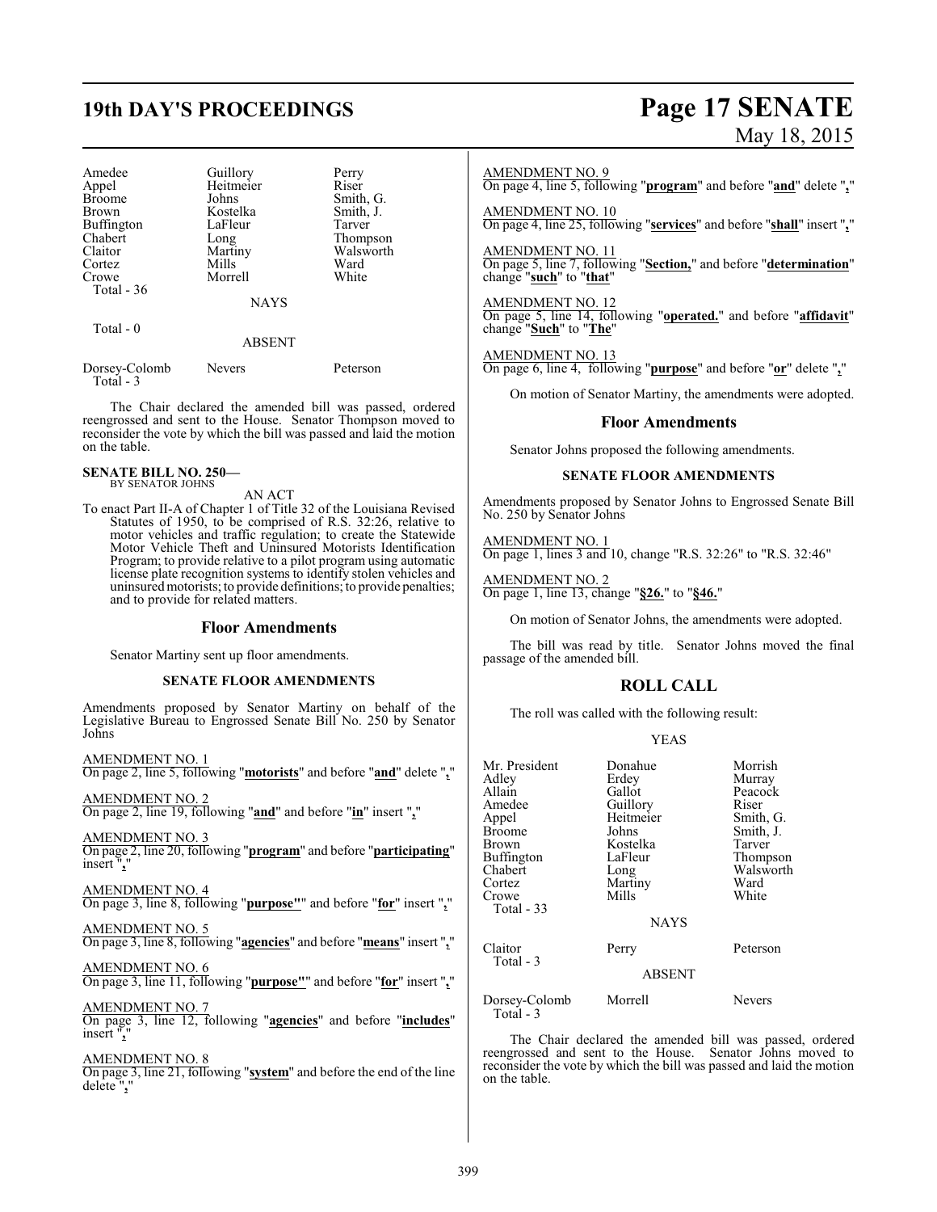| | | |
|---|---|---|
| Amedee | Guillory | Perry |
| Appel | Heitmeier | Riser |
| Broome | Johns | Smith, G. |
| Brown | Kostelka | Smith, J. |
| Buffington | LaFleur | Tarver |
| Chabert | Long | Thompson |
| Claitor | Martiny | Walsworth |
| Cortez | Mills | Ward |
| Crowe | Morrell | White |
| Total - 36 | | |

NAYS

Total - 0

ABSENT

| | | |
|---|---|---|
| Dorsey-Colomb | Nevers | Peterson |
| Total - 3 | | |

The Chair declared the amended bill was passed, ordered reengrossed and sent to the House. Senator Thompson moved to reconsider the vote by which the bill was passed and laid the motion on the table.

**SENATE BILL NO. 250—**
BY SENATOR JOHNS

AN ACT

To enact Part II-A of Chapter 1 of Title 32 of the Louisiana Revised Statutes of 1950, to be comprised of R.S. 32:26, relative to motor vehicles and traffic regulation; to create the Statewide Motor Vehicle Theft and Uninsured Motorists Identification Program; to provide relative to a pilot program using automatic license plate recognition systems to identify stolen vehicles and uninsured motorists; to provide definitions; to provide penalties; and to provide for related matters.

## Floor Amendments

Senator Martiny sent up floor amendments.

**SENATE FLOOR AMENDMENTS**

Amendments proposed by Senator Martiny on behalf of the Legislative Bureau to Engrossed Senate Bill No. 250 by Senator Johns

AMENDMENT NO. 1
On page 2, line 5, following "**motorists**" and before "**and**" delete "**,**"

AMENDMENT NO. 2
On page 2, line 19, following "**and**" and before "**in**" insert "**,**"

AMENDMENT NO. 3
On page 2, line 20, following "**program**" and before "**participating**" insert "**,**"

AMENDMENT NO. 4
On page 3, line 8, following "**purpose"**" and before "**for**" insert "**,**"

AMENDMENT NO. 5
On page 3, line 8, following "**agencies**" and before "**means**" insert "**,**"

AMENDMENT NO. 6
On page 3, line 11, following "**purpose"**" and before "**for**" insert "**,**"

AMENDMENT NO. 7
On page 3, line 12, following "**agencies**" and before "**includes**" insert "**,**"

AMENDMENT NO. 8
On page 3, line 21, following "**system**" and before the end of the line delete "**,**"

AMENDMENT NO. 9
On page 4, line 5, following "**program**" and before "**and**" delete "**,**"

AMENDMENT NO. 10
On page 4, line 25, following "**services**" and before "**shall**" insert "**,**"

AMENDMENT NO. 11
On page 5, line 7, following "**Section,**" and before "**determination**" change "**such**" to "**that**"

AMENDMENT NO. 12
On page 5, line 14, following "**operated.**" and before "**affidavit**" change "**Such**" to "**The**"

AMENDMENT NO. 13
On page 6, line 4, following "**purpose**" and before "**or**" delete "**,**"

On motion of Senator Martiny, the amendments were adopted.

## Floor Amendments

Senator Johns proposed the following amendments.

**SENATE FLOOR AMENDMENTS**

Amendments proposed by Senator Johns to Engrossed Senate Bill No. 250 by Senator Johns

AMENDMENT NO. 1
On page 1, lines 3 and 10, change "R.S. 32:26" to "R.S. 32:46"

AMENDMENT NO. 2
On page 1, line 13, change "**§26.**" to "**§46.**"

On motion of Senator Johns, the amendments were adopted.

The bill was read by title. Senator Johns moved the final passage of the amended bill.

## ROLL CALL

The roll was called with the following result:

YEAS

| | | |
|---|---|---|
| Mr. President | Donahue | Morrish |
| Adley | Erdey | Murray |
| Allain | Gallot | Peacock |
| Amedee | Guillory | Riser |
| Appel | Heitmeier | Smith, G. |
| Broome | Johns | Smith, J. |
| Brown | Kostelka | Tarver |
| Buffington | LaFleur | Thompson |
| Chabert | Long | Walsworth |
| Cortez | Martiny | Ward |
| Crowe | Mills | White |
| Total - 33 | | |

NAYS

| | | |
|---|---|---|
| Claitor | Perry | Peterson |
| Total - 3 | | |

ABSENT

| | | |
|---|---|---|
| Dorsey-Colomb | Morrell | Nevers |
| Total - 3 | | |

The Chair declared the amended bill was passed, ordered reengrossed and sent to the House. Senator Johns moved to reconsider the vote by which the bill was passed and laid the motion on the table.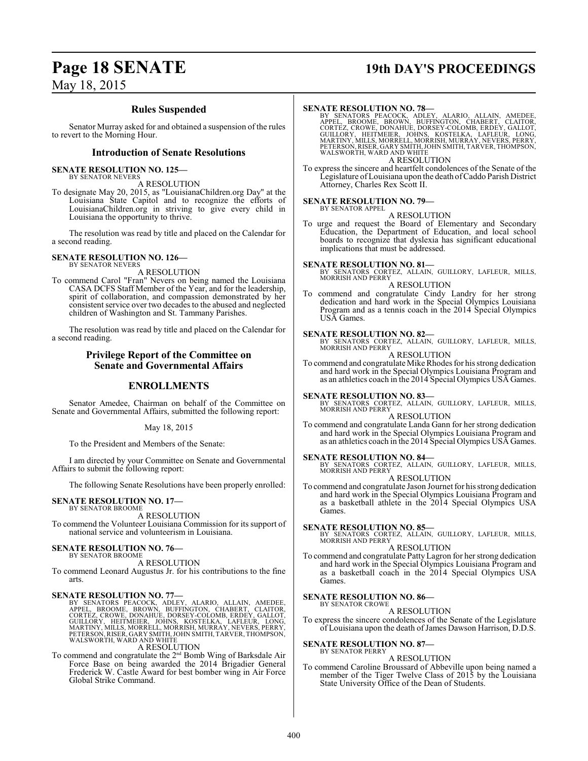## Rules Suspended

Senator Murray asked for and obtained a suspension of the rules to revert to the Morning Hour.

## Introduction of Senate Resolutions

**SENATE RESOLUTION NO. 125—**
BY SENATOR NEVERS

A RESOLUTION

To designate May 20, 2015, as "LouisianaChildren.org Day" at the Louisiana State Capitol and to recognize the efforts of LouisianaChildren.org in striving to give every child in Louisiana the opportunity to thrive.

The resolution was read by title and placed on the Calendar for a second reading.

**SENATE RESOLUTION NO. 126—**
BY SENATOR NEVERS

A RESOLUTION

To commend Carol "Fran" Nevers on being named the Louisiana CASA DCFS Staff Member of the Year, and for the leadership, spirit of collaboration, and compassion demonstrated by her consistent service over two decades to the abused and neglected children of Washington and St. Tammany Parishes.

The resolution was read by title and placed on the Calendar for a second reading.

## Privilege Report of the Committee on Senate and Governmental Affairs

## ENROLLMENTS

Senator Amedee, Chairman on behalf of the Committee on Senate and Governmental Affairs, submitted the following report:

May 18, 2015

To the President and Members of the Senate:

I am directed by your Committee on Senate and Governmental Affairs to submit the following report:

The following Senate Resolutions have been properly enrolled:

**SENATE RESOLUTION NO. 17—**
BY SENATOR BROOME

A RESOLUTION

To commend the Volunteer Louisiana Commission for its support of national service and volunteerism in Louisiana.

**SENATE RESOLUTION NO. 76—**
BY SENATOR BROOME

A RESOLUTION

To commend Leonard Augustus Jr. for his contributions to the fine arts.

**SENATE RESOLUTION NO. 77—**
BY SENATORS PEACOCK, ADLEY, ALARIO, ALLAIN, AMEDEE, APPEL, BROOME, BROWN, BUFFINGTON, CHABERT, CLAITOR, CORTEZ, CROWE, DONAHUE, DORSEY-COLOMB, ERDEY, GALLOT, GUILLORY, HEITMEIER, JOHNS, KOSTELKA, LAFLEUR, LONG, MARTINY, MILLS, MORRELL, MORRISH, MURRAY, NEVERS, PERRY, PETERSON, RISER, GARY SMITH, JOHN SMITH, TARVER, THOMPSON, WALSWORTH, WARD AND WHITE

A RESOLUTION

To commend and congratulate the 2nd Bomb Wing of Barksdale Air Force Base on being awarded the 2014 Brigadier General Frederick W. Castle Award for best bomber wing in Air Force Global Strike Command.

**SENATE RESOLUTION NO. 78—**
BY SENATORS PEACOCK, ADLEY, ALARIO, ALLAIN, AMEDEE, APPEL, BROOME, BROWN, BUFFINGTON, CHABERT, CLAITOR, CORTEZ, CROWE, DONAHUE, DORSEY-COLOMB, ERDEY, GALLOT, GUILLORY, HEITMEIER, JOHNS, KOSTELKA, LAFLEUR, LONG, MARTINY, MILLS, MORRELL, MORRISH, MURRAY, NEVERS, PERRY, PETERSON, RISER, GARY SMITH, JOHN SMITH, TARVER, THOMPSON, WALSWORTH, WARD AND WHITE

A RESOLUTION

To express the sincere and heartfelt condolences of the Senate of the Legislature of Louisiana upon the death of Caddo Parish District Attorney, Charles Rex Scott II.

**SENATE RESOLUTION NO. 79—**
BY SENATOR APPEL

A RESOLUTION

To urge and request the Board of Elementary and Secondary Education, the Department of Education, and local school boards to recognize that dyslexia has significant educational implications that must be addressed.

**SENATE RESOLUTION NO. 81—**
BY SENATORS CORTEZ, ALLAIN, GUILLORY, LAFLEUR, MILLS, MORRISH AND PERRY

A RESOLUTION

To commend and congratulate Cindy Landry for her strong dedication and hard work in the Special Olympics Louisiana Program and as a tennis coach in the 2014 Special Olympics USA Games.

**SENATE RESOLUTION NO. 82—**
BY SENATORS CORTEZ, ALLAIN, GUILLORY, LAFLEUR, MILLS, MORRISH AND PERRY

A RESOLUTION

To commend and congratulate Mike Rhodes for his strong dedication and hard work in the Special Olympics Louisiana Program and as an athletics coach in the 2014 Special Olympics USA Games.

**SENATE RESOLUTION NO. 83—**
BY SENATORS CORTEZ, ALLAIN, GUILLORY, LAFLEUR, MILLS, MORRISH AND PERRY

A RESOLUTION

To commend and congratulate Landa Gann for her strong dedication and hard work in the Special Olympics Louisiana Program and as an athletics coach in the 2014 Special Olympics USA Games.

**SENATE RESOLUTION NO. 84—**
BY SENATORS CORTEZ, ALLAIN, GUILLORY, LAFLEUR, MILLS, MORRISH AND PERRY

A RESOLUTION

To commend and congratulate Jason Journet for his strong dedication and hard work in the Special Olympics Louisiana Program and as a basketball athlete in the 2014 Special Olympics USA Games.

**SENATE RESOLUTION NO. 85—**
BY SENATORS CORTEZ, ALLAIN, GUILLORY, LAFLEUR, MILLS, MORRISH AND PERRY

A RESOLUTION

To commend and congratulate Patty Lagron for her strong dedication and hard work in the Special Olympics Louisiana Program and as a basketball coach in the 2014 Special Olympics USA Games.

**SENATE RESOLUTION NO. 86—**
BY SENATOR CROWE

A RESOLUTION

To express the sincere condolences of the Senate of the Legislature of Louisiana upon the death of James Dawson Harrison, D.D.S.

**SENATE RESOLUTION NO. 87—**
BY SENATOR PERRY

A RESOLUTION

To commend Caroline Broussard of Abbeville upon being named a member of the Tiger Twelve Class of 2015 by the Louisiana State University Office of the Dean of Students.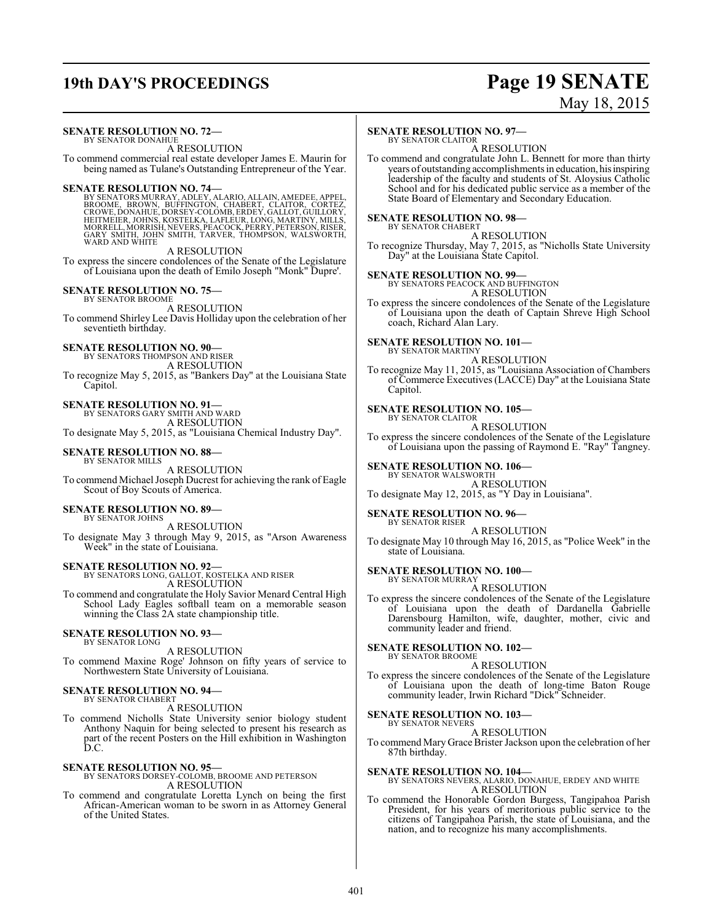**SENATE RESOLUTION NO. 72—**
BY SENATOR DONAHUE

A RESOLUTION

To commend commercial real estate developer James E. Maurin for being named as Tulane's Outstanding Entrepreneur of the Year.

**SENATE RESOLUTION NO. 74—**
BY SENATORS MURRAY, ADLEY, ALARIO, ALLAIN, AMEDEE, APPEL, BROOME, BROWN, BUFFINGTON, CHABERT, CLAITOR, CORTEZ, CROWE, DONAHUE, DORSEY-COLOMB, ERDEY, GALLOT, GUILLORY, HEITMEIER, JOHNS, KOSTELKA, LAFLEUR, LONG, MARTINY, MILLS, MORRELL, MORRISH, NEVERS, PEACOCK, PERRY, PETERSON, RISER, GARY SMITH, JOHN SMITH, TARVER, THOMPSON, WALSWORTH, WARD AND WHITE

A RESOLUTION

To express the sincere condolences of the Senate of the Legislature of Louisiana upon the death of Emilo Joseph "Monk" Dupre'.

**SENATE RESOLUTION NO. 75—**
BY SENATOR BROOME

A RESOLUTION

To commend Shirley Lee Davis Holliday upon the celebration of her seventieth birthday.

**SENATE RESOLUTION NO. 90—**
BY SENATORS THOMPSON AND RISER

A RESOLUTION

To recognize May 5, 2015, as "Bankers Day" at the Louisiana State Capitol.

**SENATE RESOLUTION NO. 91—**
BY SENATORS GARY SMITH AND WARD

A RESOLUTION

To designate May 5, 2015, as "Louisiana Chemical Industry Day".

**SENATE RESOLUTION NO. 88—**
BY SENATOR MILLS

A RESOLUTION

To commend Michael Joseph Ducrest for achieving the rank of Eagle Scout of Boy Scouts of America.

**SENATE RESOLUTION NO. 89—**
BY SENATOR JOHNS

A RESOLUTION

To designate May 3 through May 9, 2015, as "Arson Awareness Week" in the state of Louisiana.

**SENATE RESOLUTION NO. 92—**
BY SENATORS LONG, GALLOT, KOSTELKA AND RISER

A RESOLUTION

To commend and congratulate the Holy Savior Menard Central High School Lady Eagles softball team on a memorable season winning the Class 2A state championship title.

**SENATE RESOLUTION NO. 93—**
BY SENATOR LONG

A RESOLUTION

To commend Maxine Roge' Johnson on fifty years of service to Northwestern State University of Louisiana.

**SENATE RESOLUTION NO. 94—**
BY SENATOR CHABERT

A RESOLUTION

To commend Nicholls State University senior biology student Anthony Naquin for being selected to present his research as part of the recent Posters on the Hill exhibition in Washington D.C.

**SENATE RESOLUTION NO. 95—**
BY SENATORS DORSEY-COLOMB, BROOME AND PETERSON

A RESOLUTION

To commend and congratulate Loretta Lynch on being the first African-American woman to be sworn in as Attorney General of the United States.

**SENATE RESOLUTION NO. 97—**
BY SENATOR CLAITOR

A RESOLUTION

To commend and congratulate John L. Bennett for more than thirty years of outstanding accomplishments in education, his inspiring leadership of the faculty and students of St. Aloysius Catholic School and for his dedicated public service as a member of the State Board of Elementary and Secondary Education.

**SENATE RESOLUTION NO. 98—**
BY SENATOR CHABERT

A RESOLUTION

To recognize Thursday, May 7, 2015, as "Nicholls State University Day" at the Louisiana State Capitol.

**SENATE RESOLUTION NO. 99—**
BY SENATORS PEACOCK AND BUFFINGTON

A RESOLUTION

To express the sincere condolences of the Senate of the Legislature of Louisiana upon the death of Captain Shreve High School coach, Richard Alan Lary.

**SENATE RESOLUTION NO. 101—**
BY SENATOR MARTINY

A RESOLUTION

To recognize May 11, 2015, as "Louisiana Association of Chambers of Commerce Executives (LACCE) Day" at the Louisiana State Capitol.

**SENATE RESOLUTION NO. 105—**
BY SENATOR CLAITOR

A RESOLUTION

To express the sincere condolences of the Senate of the Legislature of Louisiana upon the passing of Raymond E. "Ray" Tangney.

**SENATE RESOLUTION NO. 106—**
BY SENATOR WALSWORTH

A RESOLUTION

To designate May 12, 2015, as "Y Day in Louisiana".

**SENATE RESOLUTION NO. 96—**
BY SENATOR RISER

A RESOLUTION

To designate May 10 through May 16, 2015, as "Police Week" in the state of Louisiana.

**SENATE RESOLUTION NO. 100—**
BY SENATOR MURRAY

A RESOLUTION

To express the sincere condolences of the Senate of the Legislature of Louisiana upon the death of Dardanella Gabrielle Darensbourg Hamilton, wife, daughter, mother, civic and community leader and friend.

**SENATE RESOLUTION NO. 102—**
BY SENATOR BROOME

A RESOLUTION

To express the sincere condolences of the Senate of the Legislature of Louisiana upon the death of long-time Baton Rouge community leader, Irwin Richard "Dick" Schneider.

**SENATE RESOLUTION NO. 103—**
BY SENATOR NEVERS

A RESOLUTION

To commend Mary Grace Brister Jackson upon the celebration of her 87th birthday.

**SENATE RESOLUTION NO. 104—**
BY SENATORS NEVERS, ALARIO, DONAHUE, ERDEY AND WHITE

A RESOLUTION

To commend the Honorable Gordon Burgess, Tangipahoa Parish President, for his years of meritorious public service to the citizens of Tangipahoa Parish, the state of Louisiana, and the nation, and to recognize his many accomplishments.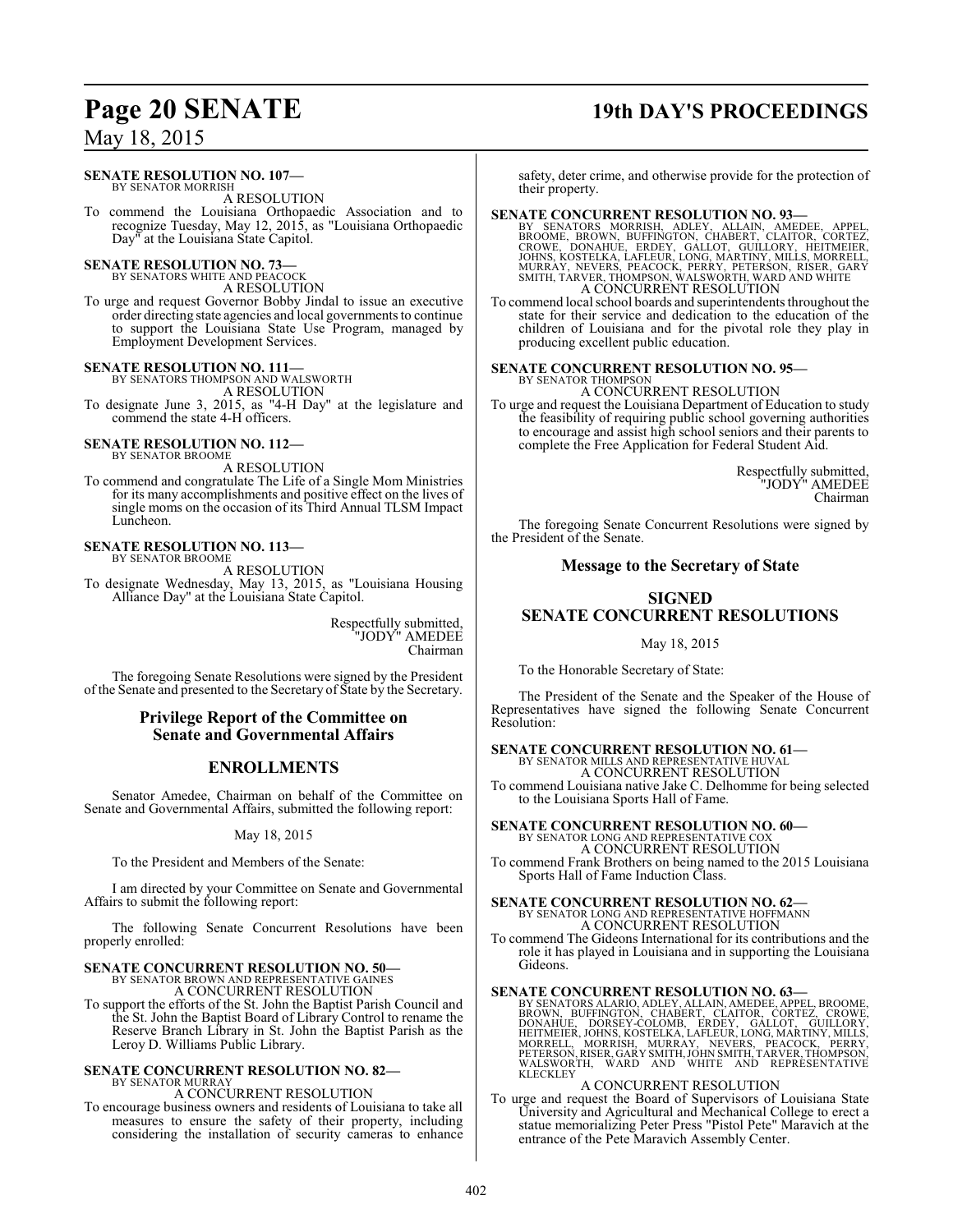**SENATE RESOLUTION NO. 107—**
BY SENATOR MORRISH

A RESOLUTION

To commend the Louisiana Orthopaedic Association and to recognize Tuesday, May 12, 2015, as "Louisiana Orthopaedic Day" at the Louisiana State Capitol.

**SENATE RESOLUTION NO. 73—**
BY SENATORS WHITE AND PEACOCK

A RESOLUTION

To urge and request Governor Bobby Jindal to issue an executive order directing state agencies and local governments to continue to support the Louisiana State Use Program, managed by Employment Development Services.

**SENATE RESOLUTION NO. 111—**
BY SENATORS THOMPSON AND WALSWORTH

A RESOLUTION

To designate June 3, 2015, as "4-H Day" at the legislature and commend the state 4-H officers.

**SENATE RESOLUTION NO. 112—**
BY SENATOR BROOME

A RESOLUTION

To commend and congratulate The Life of a Single Mom Ministries for its many accomplishments and positive effect on the lives of single moms on the occasion of its Third Annual TLSM Impact Luncheon.

**SENATE RESOLUTION NO. 113—**
BY SENATOR BROOME

A RESOLUTION

To designate Wednesday, May 13, 2015, as "Louisiana Housing Alliance Day" at the Louisiana State Capitol.

Respectfully submitted,
"JODY" AMEDEE
Chairman

The foregoing Senate Resolutions were signed by the President of the Senate and presented to the Secretary of State by the Secretary.

## Privilege Report of the Committee on Senate and Governmental Affairs

## ENROLLMENTS

Senator Amedee, Chairman on behalf of the Committee on Senate and Governmental Affairs, submitted the following report:

May 18, 2015

To the President and Members of the Senate:

I am directed by your Committee on Senate and Governmental Affairs to submit the following report:

The following Senate Concurrent Resolutions have been properly enrolled:

**SENATE CONCURRENT RESOLUTION NO. 50—**
BY SENATOR BROWN AND REPRESENTATIVE GAINES

A CONCURRENT RESOLUTION

To support the efforts of the St. John the Baptist Parish Council and the St. John the Baptist Board of Library Control to rename the Reserve Branch Library in St. John the Baptist Parish as the Leroy D. Williams Public Library.

**SENATE CONCURRENT RESOLUTION NO. 82—**
BY SENATOR MURRAY

A CONCURRENT RESOLUTION

To encourage business owners and residents of Louisiana to take all measures to ensure the safety of their property, including considering the installation of security cameras to enhance safety, deter crime, and otherwise provide for the protection of their property.

**SENATE CONCURRENT RESOLUTION NO. 93—**
BY SENATORS MORRISH, ADLEY, ALLAIN, AMEDEE, APPEL, BROOME, BROWN, BUFFINGTON, CHABERT, CLAITOR, CORTEZ, CROWE, DONAHUE, ERDEY, GALLOT, GUILLORY, HEITMEIER, JOHNS, KOSTELKA, LAFLEUR, LONG, MARTINY, MILLS, MORRELL, MURRAY, NEVERS, PEACOCK, PERRY, PETERSON, RISER, GARY SMITH, TARVER, THOMPSON, WALSWORTH, WARD AND WHITE

A CONCURRENT RESOLUTION

To commend local school boards and superintendents throughout the state for their service and dedication to the education of the children of Louisiana and for the pivotal role they play in producing excellent public education.

**SENATE CONCURRENT RESOLUTION NO. 95—**
BY SENATOR THOMPSON

A CONCURRENT RESOLUTION

To urge and request the Louisiana Department of Education to study the feasibility of requiring public school governing authorities to encourage and assist high school seniors and their parents to complete the Free Application for Federal Student Aid.

Respectfully submitted,
"JODY" AMEDEE
Chairman

The foregoing Senate Concurrent Resolutions were signed by the President of the Senate.

## Message to the Secretary of State

## SIGNED SENATE CONCURRENT RESOLUTIONS

May 18, 2015

To the Honorable Secretary of State:

The President of the Senate and the Speaker of the House of Representatives have signed the following Senate Concurrent Resolution:

**SENATE CONCURRENT RESOLUTION NO. 61—**
BY SENATOR MILLS AND REPRESENTATIVE HUVAL

A CONCURRENT RESOLUTION

To commend Louisiana native Jake C. Delhomme for being selected to the Louisiana Sports Hall of Fame.

**SENATE CONCURRENT RESOLUTION NO. 60—**
BY SENATOR LONG AND REPRESENTATIVE COX

A CONCURRENT RESOLUTION

To commend Frank Brothers on being named to the 2015 Louisiana Sports Hall of Fame Induction Class.

**SENATE CONCURRENT RESOLUTION NO. 62—**
BY SENATOR LONG AND REPRESENTATIVE HOFFMANN

A CONCURRENT RESOLUTION

To commend The Gideons International for its contributions and the role it has played in Louisiana and in supporting the Louisiana Gideons.

**SENATE CONCURRENT RESOLUTION NO. 63—**
BY SENATORS ALARIO, ADLEY, ALLAIN, AMEDEE, APPEL, BROOME, BROWN, BUFFINGTON, CHABERT, CLAITOR, CORTEZ, CROWE, DONAHUE, DORSEY-COLOMB, ERDEY, GALLOT, GUILLORY, HEITMEIER, JOHNS, KOSTELKA, LAFLEUR, LONG, MARTINY, MILLS, MORRELL, MORRISH, MURRAY, NEVERS, PEACOCK, PERRY, PETERSON, RISER, GARY SMITH, JOHN SMITH, TARVER, THOMPSON, WALSWORTH, WARD AND WHITE AND REPRESENTATIVE KLECKLEY

A CONCURRENT RESOLUTION

To urge and request the Board of Supervisors of Louisiana State University and Agricultural and Mechanical College to erect a statue memorializing Peter Press "Pistol Pete" Maravich at the entrance of the Pete Maravich Assembly Center.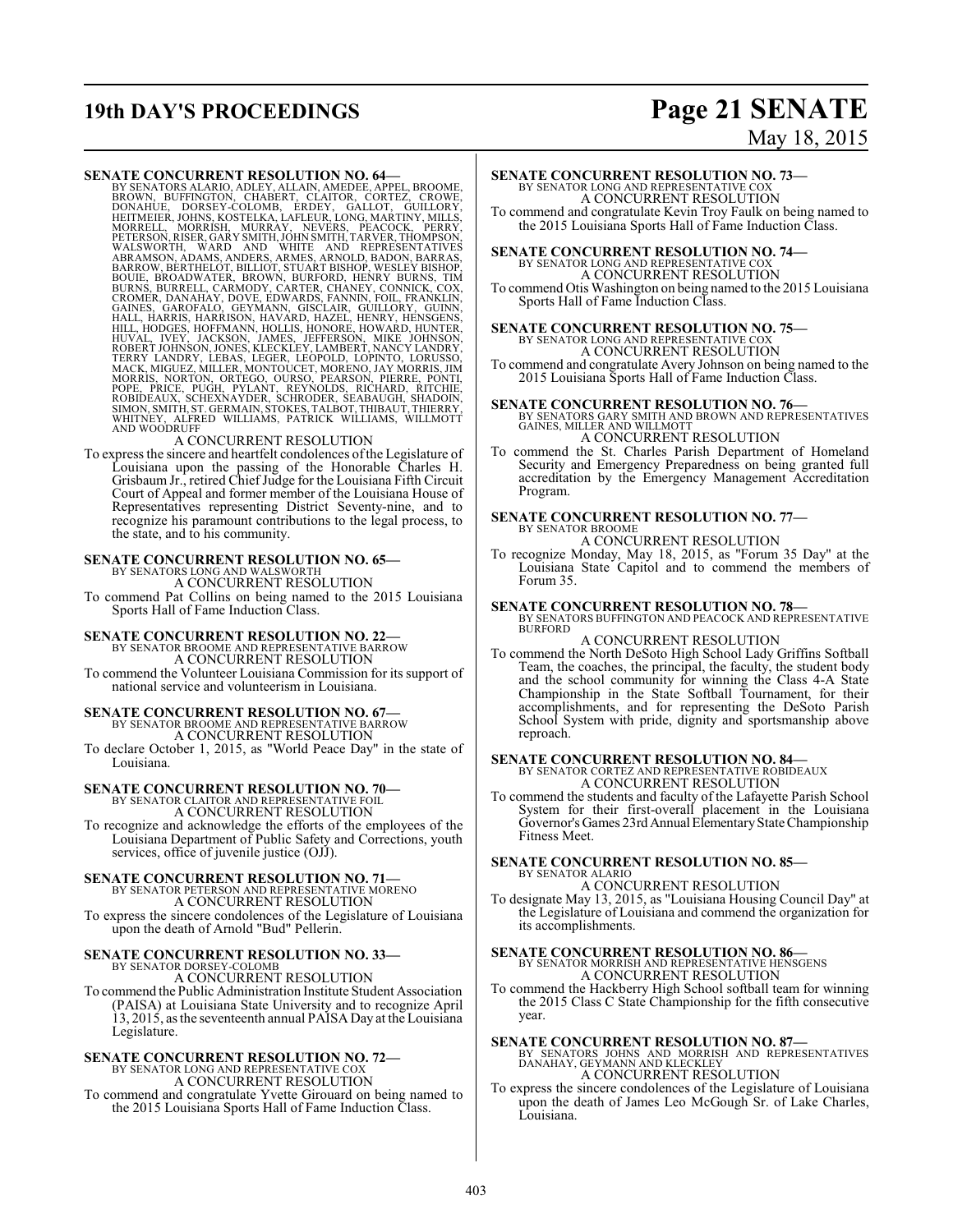**SENATE CONCURRENT RESOLUTION NO. 64—**
BY SENATORS ALARIO, ADLEY, ALLAIN, AMEDEE, APPEL, BROOME, BROWN, BUFFINGTON, CHABERT, CLAITOR, CORTEZ, CROWE, DONAHUE, DORSEY-COLOMB, ERDEY, GALLOT, GUILLORY, HEITMEIER, JOHNS, KOSTELKA, LAFLEUR, LONG, MARTINY, MILLS, MORRELL, MORRISH, MURRAY, NEVERS, PEACOCK, PERRY, PETERSON, RISER, GARY SMITH, JOHN SMITH, TARVER, THOMPSON, WALSWORTH, WARD AND WHITE AND REPRESENTATIVES ABRAMSON, ADAMS, ANDERS, ARMES, ARNOLD, BADON, BARRAS, BARROW, BERTHELOT, BILLIOT, STUART BISHOP, WESLEY BISHOP, BOUIE, BROADWATER, BROWN, BURFORD, HENRY BURNS, TIM BURNS, BURRELL, CARMODY, CARTER, CHANEY, CONNICK, COX, CROMER, DANAHAY, DOVE, EDWARDS, FANNIN, FOIL, FRANKLIN, GAINES, GAROFALO, GEYMANN, GISCLAIR, GUILLORY, GUINN, HALL, HARRIS, HARRISON, HAVARD, HAZEL, HENRY, HENSGENS, HILL, HODGES, HOFFMANN, HOLLIS, HONORE, HOWARD, HUNTER, HUVAL, IVEY, JACKSON, JAMES, JEFFERSON, MIKE JOHNSON, ROBERT JOHNSON, JONES, KLECKLEY, LAMBERT, NANCY LANDRY, TERRY LANDRY, LEBAS, LEGER, LEOPOLD, LOPINTO, LORUSSO, MACK, MIGUEZ, MILLER, MONTOUCET, MORENO, JAY MORRIS, JIM MORRIS, NORTON, ORTEGO, OURSO, PEARSON, PIERRE, PONTI, POPE, PRICE, PUGH, PYLANT, REYNOLDS, RICHARD, RITCHIE, ROBIDEAUX, SCHEXNAYDER, SCHRODER, SEABAUGH, SHADOIN, SIMON, SMITH, ST. GERMAIN, STOKES, TALBOT, THIBAUT, THIERRY, WHITNEY, ALFRED WILLIAMS, PATRICK WILLIAMS, WILLMOTT AND WOODRUFF

A CONCURRENT RESOLUTION

To express the sincere and heartfelt condolences of the Legislature of Louisiana upon the passing of the Honorable Charles H. Grisbaum Jr., retired Chief Judge for the Louisiana Fifth Circuit Court of Appeal and former member of the Louisiana House of Representatives representing District Seventy-nine, and to recognize his paramount contributions to the legal process, to the state, and to his community.

**SENATE CONCURRENT RESOLUTION NO. 65—**
BY SENATORS LONG AND WALSWORTH

A CONCURRENT RESOLUTION

To commend Pat Collins on being named to the 2015 Louisiana Sports Hall of Fame Induction Class.

**SENATE CONCURRENT RESOLUTION NO. 22—**
BY SENATOR BROOME AND REPRESENTATIVE BARROW

A CONCURRENT RESOLUTION

To commend the Volunteer Louisiana Commission for its support of national service and volunteerism in Louisiana.

**SENATE CONCURRENT RESOLUTION NO. 67—**
BY SENATOR BROOME AND REPRESENTATIVE BARROW

A CONCURRENT RESOLUTION

To declare October 1, 2015, as "World Peace Day" in the state of Louisiana.

**SENATE CONCURRENT RESOLUTION NO. 70—**
BY SENATOR CLAITOR AND REPRESENTATIVE FOIL

A CONCURRENT RESOLUTION

To recognize and acknowledge the efforts of the employees of the Louisiana Department of Public Safety and Corrections, youth services, office of juvenile justice (OJJ).

**SENATE CONCURRENT RESOLUTION NO. 71—**
BY SENATOR PETERSON AND REPRESENTATIVE MORENO

A CONCURRENT RESOLUTION

To express the sincere condolences of the Legislature of Louisiana upon the death of Arnold "Bud" Pellerin.

**SENATE CONCURRENT RESOLUTION NO. 33—**
BY SENATOR DORSEY-COLOMB

A CONCURRENT RESOLUTION

To commend the Public Administration Institute Student Association (PAISA) at Louisiana State University and to recognize April 13, 2015, as the seventeenth annual PAISA Day at the Louisiana Legislature.

**SENATE CONCURRENT RESOLUTION NO. 72—**
BY SENATOR LONG AND REPRESENTATIVE COX

A CONCURRENT RESOLUTION

To commend and congratulate Yvette Girouard on being named to the 2015 Louisiana Sports Hall of Fame Induction Class.

**SENATE CONCURRENT RESOLUTION NO. 73—**
BY SENATOR LONG AND REPRESENTATIVE COX

A CONCURRENT RESOLUTION

To commend and congratulate Kevin Troy Faulk on being named to the 2015 Louisiana Sports Hall of Fame Induction Class.

**SENATE CONCURRENT RESOLUTION NO. 74—**
BY SENATOR LONG AND REPRESENTATIVE COX

A CONCURRENT RESOLUTION

To commend Otis Washington on being named to the 2015 Louisiana Sports Hall of Fame Induction Class.

**SENATE CONCURRENT RESOLUTION NO. 75—**
BY SENATOR LONG AND REPRESENTATIVE COX

A CONCURRENT RESOLUTION

To commend and congratulate Avery Johnson on being named to the 2015 Louisiana Sports Hall of Fame Induction Class.

**SENATE CONCURRENT RESOLUTION NO. 76—**
BY SENATORS GARY SMITH AND BROWN AND REPRESENTATIVES GAINES, MILLER AND WILLMOTT

A CONCURRENT RESOLUTION

To commend the St. Charles Parish Department of Homeland Security and Emergency Preparedness on being granted full accreditation by the Emergency Management Accreditation Program.

**SENATE CONCURRENT RESOLUTION NO. 77—**
BY SENATOR BROOME

A CONCURRENT RESOLUTION

To recognize Monday, May 18, 2015, as "Forum 35 Day" at the Louisiana State Capitol and to commend the members of Forum 35.

**SENATE CONCURRENT RESOLUTION NO. 78—**
BY SENATORS BUFFINGTON AND PEACOCK AND REPRESENTATIVE BURFORD

A CONCURRENT RESOLUTION

To commend the North DeSoto High School Lady Griffins Softball Team, the coaches, the principal, the faculty, the student body and the school community for winning the Class 4-A State Championship in the State Softball Tournament, for their accomplishments, and for representing the DeSoto Parish School System with pride, dignity and sportsmanship above reproach.

**SENATE CONCURRENT RESOLUTION NO. 84—**
BY SENATOR CORTEZ AND REPRESENTATIVE ROBIDEAUX

A CONCURRENT RESOLUTION

To commend the students and faculty of the Lafayette Parish School System for their first-overall placement in the Louisiana Governor's Games 23rd Annual Elementary State Championship Fitness Meet.

**SENATE CONCURRENT RESOLUTION NO. 85—**
BY SENATOR ALARIO

A CONCURRENT RESOLUTION

To designate May 13, 2015, as "Louisiana Housing Council Day" at the Legislature of Louisiana and commend the organization for its accomplishments.

**SENATE CONCURRENT RESOLUTION NO. 86—**
BY SENATOR MORRISH AND REPRESENTATIVE HENSGENS

A CONCURRENT RESOLUTION

To commend the Hackberry High School softball team for winning the 2015 Class C State Championship for the fifth consecutive year.

**SENATE CONCURRENT RESOLUTION NO. 87—**
BY SENATORS JOHNS AND MORRISH AND REPRESENTATIVES DANAHAY, GEYMANN AND KLECKLEY

A CONCURRENT RESOLUTION

To express the sincere condolences of the Legislature of Louisiana upon the death of James Leo McGough Sr. of Lake Charles, Louisiana.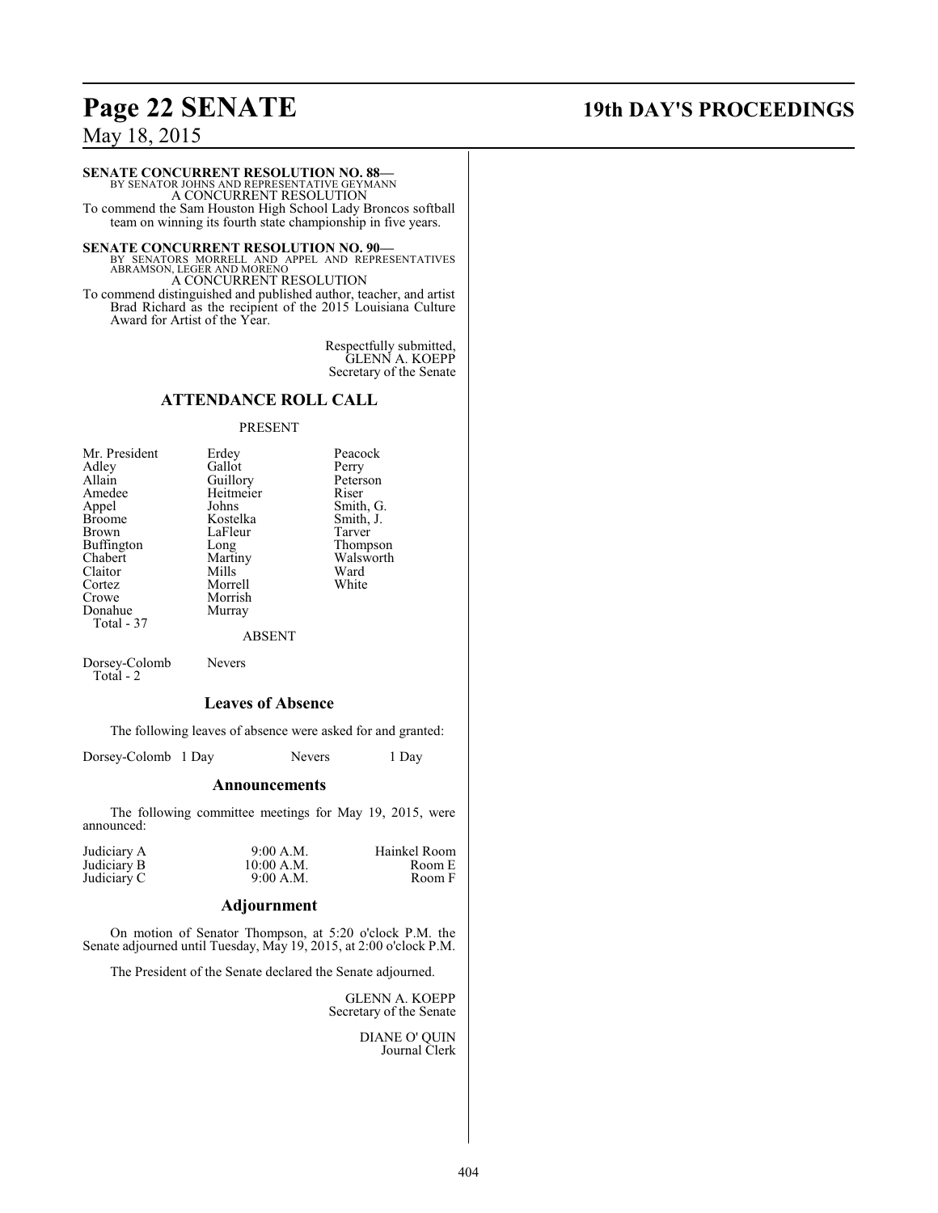**SENATE CONCURRENT RESOLUTION NO. 88—**
BY SENATOR JOHNS AND REPRESENTATIVE GEYMANN
A CONCURRENT RESOLUTION
To commend the Sam Houston High School Lady Broncos softball team on winning its fourth state championship in five years.

**SENATE CONCURRENT RESOLUTION NO. 90—**
BY SENATORS MORRELL AND APPEL AND REPRESENTATIVES ABRAMSON, LEGER AND MORENO
A CONCURRENT RESOLUTION
To commend distinguished and published author, teacher, and artist Brad Richard as the recipient of the 2015 Louisiana Culture Award for Artist of the Year.

Respectfully submitted,
GLENN A. KOEPP
Secretary of the Senate

## ATTENDANCE ROLL CALL

PRESENT

| | | |
|---|---|---|
| Mr. President | Erdey | Peacock |
| Adley | Gallot | Perry |
| Allain | Guillory | Peterson |
| Amedee | Heitmeier | Riser |
| Appel | Johns | Smith, G. |
| Broome | Kostelka | Smith, J. |
| Brown | LaFleur | Tarver |
| Buffington | Long | Thompson |
| Chabert | Martiny | Walsworth |
| Claitor | Mills | Ward |
| Cortez | Morrell | White |
| Crowe | Morrish | |
| Donahue | Murray | |

Total - 37

ABSENT

| | |
|---|---|
| Dorsey-Colomb | Nevers |

Total - 2

## Leaves of Absence

The following leaves of absence were asked for and granted:

| | | | |
|---|---|---|---|
| Dorsey-Colomb | 1 Day | Nevers | 1 Day |

## Announcements

The following committee meetings for May 19, 2015, were announced:

| | | |
|---|---|---|
| Judiciary A | 9:00 A.M. | Hainkel Room |
| Judiciary B | 10:00 A.M. | Room E |
| Judiciary C | 9:00 A.M. | Room F |

## Adjournment

On motion of Senator Thompson, at 5:20 o'clock P.M. the Senate adjourned until Tuesday, May 19, 2015, at 2:00 o'clock P.M.

The President of the Senate declared the Senate adjourned.

GLENN A. KOEPP
Secretary of the Senate

DIANE O' QUIN
Journal Clerk